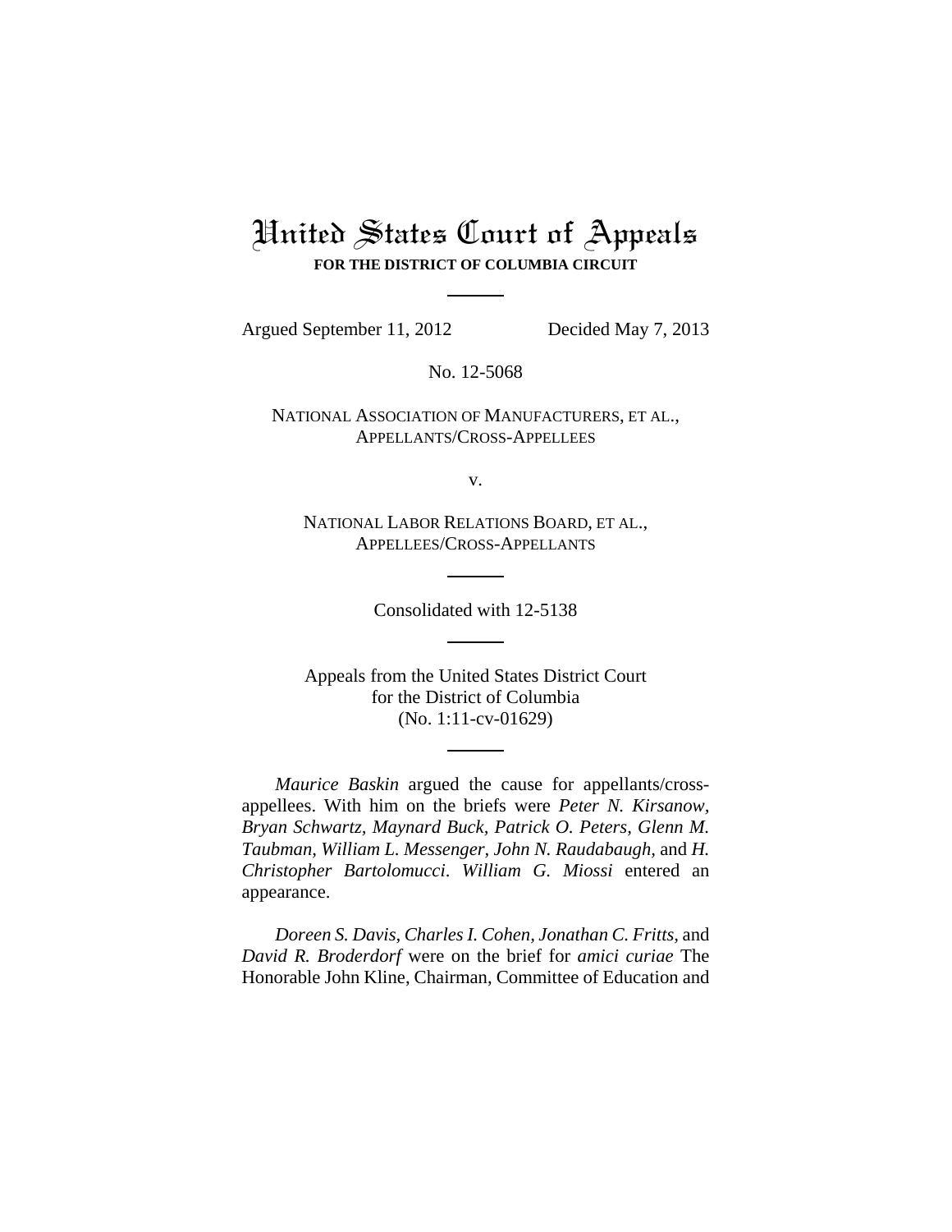# United States Court of Appeals

**FOR THE DISTRICT OF COLUMBIA CIRCUIT**

Argued September 11, 2012 Decided May 7, 2013

No. 12-5068

NATIONAL ASSOCIATION OF MANUFACTURERS, ET AL.,
APPELLANTS/CROSS-APPELLEES

v.

NATIONAL LABOR RELATIONS BOARD, ET AL.,
APPELLEES/CROSS-APPELLANTS

Consolidated with 12-5138

Appeals from the United States District Court
for the District of Columbia
(No. 1:11-cv-01629)

*Maurice Baskin* argued the cause for appellants/cross-appellees. With him on the briefs were *Peter N. Kirsanow, Bryan Schwartz, Maynard Buck, Patrick O. Peters, Glenn M. Taubman, William L. Messenger, John N. Raudabaugh,* and *H. Christopher Bartolomucci*. *William G. Miossi* entered an appearance.

*Doreen S. Davis, Charles I. Cohen, Jonathan C. Fritts,* and *David R. Broderdorf* were on the brief for *amici curiae* The Honorable John Kline, Chairman, Committee of Education and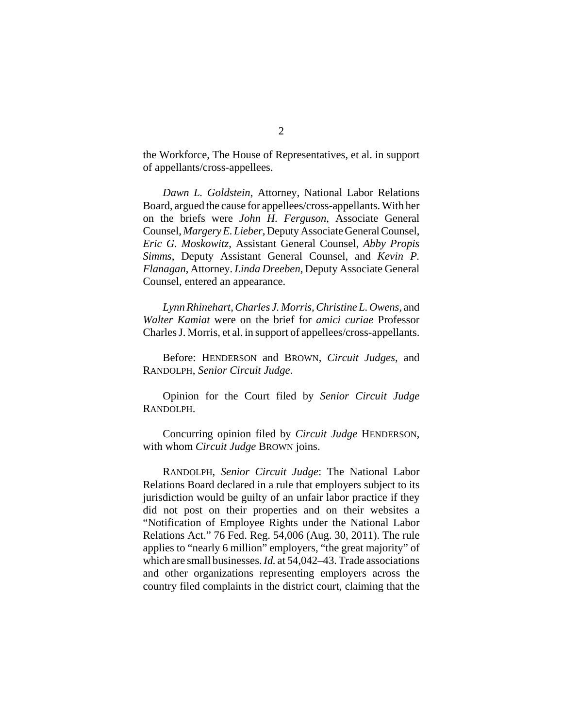the Workforce, The House of Representatives, et al. in support of appellants/cross-appellees.

*Dawn L. Goldstein*, Attorney, National Labor Relations Board, argued the cause for appellees/cross-appellants. With her on the briefs were *John H. Ferguson*, Associate General Counsel, *Margery E. Lieber*, Deputy Associate General Counsel, *Eric G. Moskowitz*, Assistant General Counsel, *Abby Propis Simms*, Deputy Assistant General Counsel, and *Kevin P. Flanagan*, Attorney. *Linda Dreeben*, Deputy Associate General Counsel, entered an appearance.

*Lynn Rhinehart*, *Charles J. Morris*, *Christine L. Owens*, and *Walter Kamiat* were on the brief for *amici curiae* Professor Charles J. Morris, et al. in support of appellees/cross-appellants.

Before: HENDERSON and BROWN, *Circuit Judges*, and RANDOLPH, *Senior Circuit Judge*.

Opinion for the Court filed by *Senior Circuit Judge* RANDOLPH.

Concurring opinion filed by *Circuit Judge* HENDERSON, with whom *Circuit Judge* BROWN joins.

RANDOLPH, *Senior Circuit Judge*: The National Labor Relations Board declared in a rule that employers subject to its jurisdiction would be guilty of an unfair labor practice if they did not post on their properties and on their websites a "Notification of Employee Rights under the National Labor Relations Act." 76 Fed. Reg. 54,006 (Aug. 30, 2011). The rule applies to "nearly 6 million" employers, "the great majority" of which are small businesses. *Id.* at 54,042–43. Trade associations and other organizations representing employers across the country filed complaints in the district court, claiming that the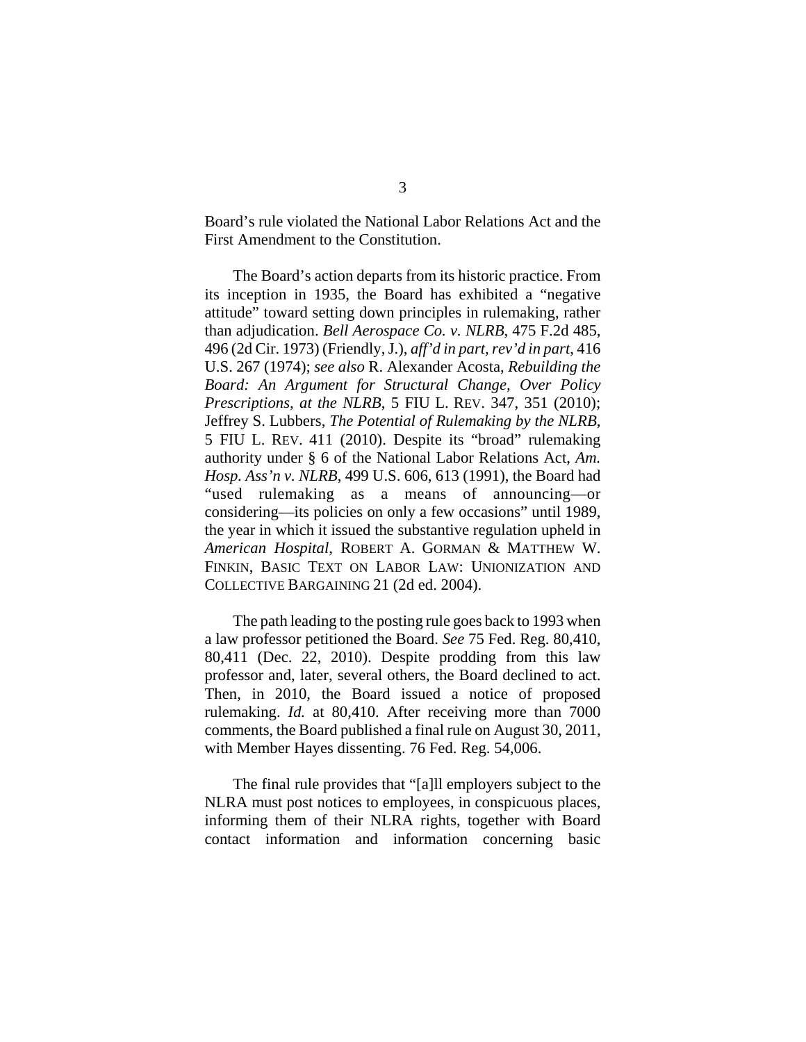Board's rule violated the National Labor Relations Act and the First Amendment to the Constitution.

The Board's action departs from its historic practice. From its inception in 1935, the Board has exhibited a "negative attitude" toward setting down principles in rulemaking, rather than adjudication. *Bell Aerospace Co. v. NLRB*, 475 F.2d 485, 496 (2d Cir. 1973) (Friendly, J.), *aff'd in part, rev'd in part*, 416 U.S. 267 (1974); *see also* R. Alexander Acosta, *Rebuilding the Board: An Argument for Structural Change, Over Policy Prescriptions, at the NLRB*, 5 FIU L. REV. 347, 351 (2010); Jeffrey S. Lubbers, *The Potential of Rulemaking by the NLRB*, 5 FIU L. REV. 411 (2010). Despite its "broad" rulemaking authority under § 6 of the National Labor Relations Act, *Am. Hosp. Ass'n v. NLRB*, 499 U.S. 606, 613 (1991), the Board had "used rulemaking as a means of announcing—or considering—its policies on only a few occasions" until 1989, the year in which it issued the substantive regulation upheld in *American Hospital*, ROBERT A. GORMAN & MATTHEW W. FINKIN, BASIC TEXT ON LABOR LAW: UNIONIZATION AND COLLECTIVE BARGAINING 21 (2d ed. 2004).

The path leading to the posting rule goes back to 1993 when a law professor petitioned the Board. *See* 75 Fed. Reg. 80,410, 80,411 (Dec. 22, 2010). Despite prodding from this law professor and, later, several others, the Board declined to act. Then, in 2010, the Board issued a notice of proposed rulemaking. *Id.* at 80,410. After receiving more than 7000 comments, the Board published a final rule on August 30, 2011, with Member Hayes dissenting. 76 Fed. Reg. 54,006.

The final rule provides that "[a]ll employers subject to the NLRA must post notices to employees, in conspicuous places, informing them of their NLRA rights, together with Board contact information and information concerning basic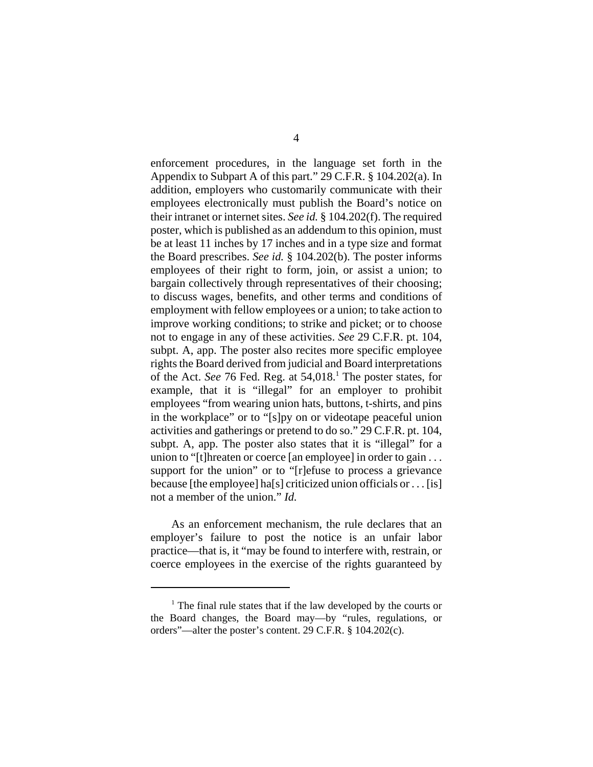enforcement procedures, in the language set forth in the Appendix to Subpart A of this part." 29 C.F.R. § 104.202(a). In addition, employers who customarily communicate with their employees electronically must publish the Board's notice on their intranet or internet sites. *See id.* § 104.202(f). The required poster, which is published as an addendum to this opinion, must be at least 11 inches by 17 inches and in a type size and format the Board prescribes. *See id.* § 104.202(b). The poster informs employees of their right to form, join, or assist a union; to bargain collectively through representatives of their choosing; to discuss wages, benefits, and other terms and conditions of employment with fellow employees or a union; to take action to improve working conditions; to strike and picket; or to choose not to engage in any of these activities. *See* 29 C.F.R. pt. 104, subpt. A, app. The poster also recites more specific employee rights the Board derived from judicial and Board interpretations of the Act. *See* 76 Fed. Reg. at 54,018.[1] The poster states, for example, that it is "illegal" for an employer to prohibit employees "from wearing union hats, buttons, t-shirts, and pins in the workplace" or to "[s]py on or videotape peaceful union activities and gatherings or pretend to do so." 29 C.F.R. pt. 104, subpt. A, app. The poster also states that it is "illegal" for a union to "[t]hreaten or coerce [an employee] in order to gain . . . support for the union" or to "[r]efuse to process a grievance because [the employee] ha[s] criticized union officials or . . . [is] not a member of the union." *Id.*

As an enforcement mechanism, the rule declares that an employer's failure to post the notice is an unfair labor practice—that is, it "may be found to interfere with, restrain, or coerce employees in the exercise of the rights guaranteed by

---

[1] The final rule states that if the law developed by the courts or the Board changes, the Board may—by "rules, regulations, or orders"—alter the poster's content. 29 C.F.R. § 104.202(c).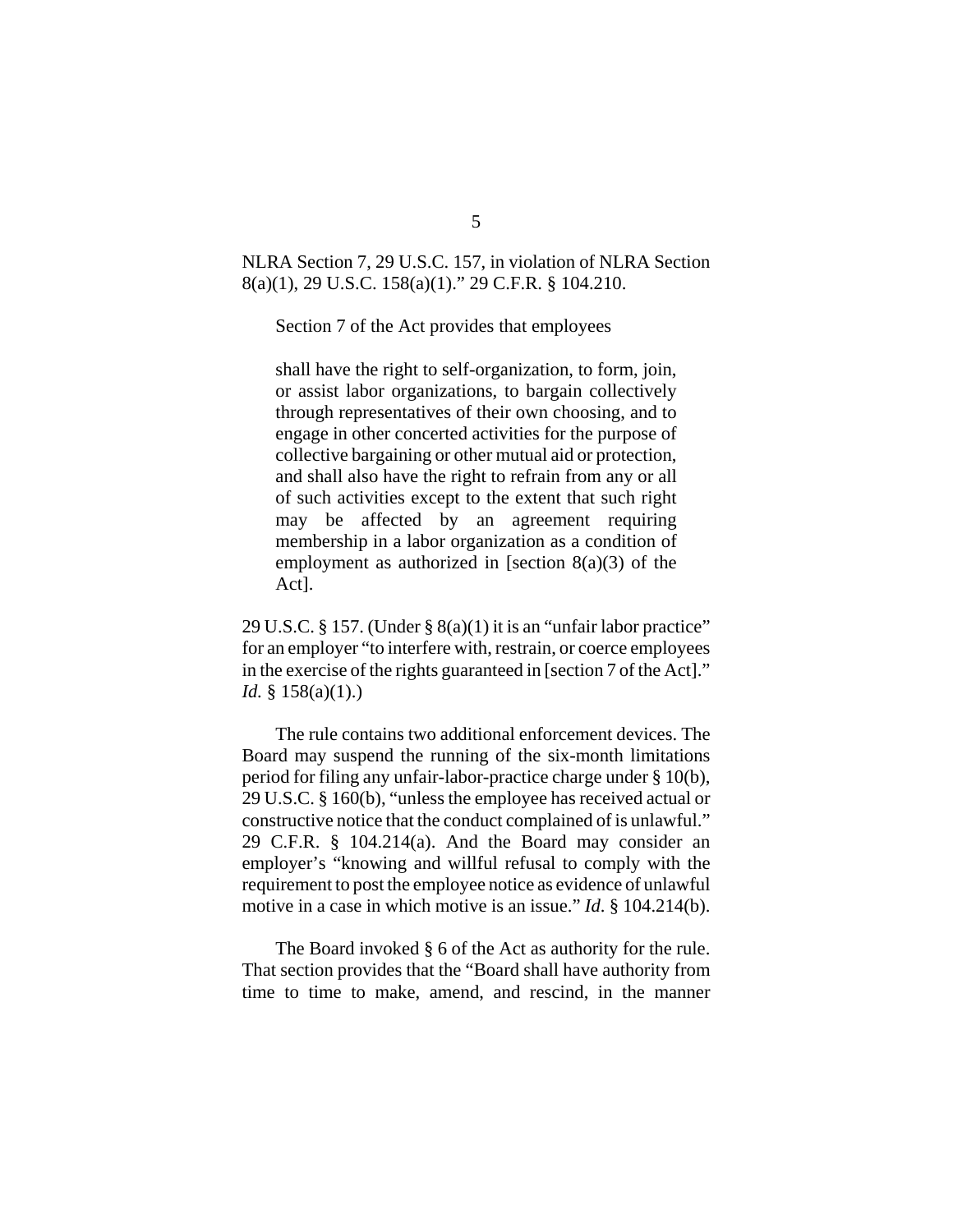NLRA Section 7, 29 U.S.C. 157, in violation of NLRA Section 8(a)(1), 29 U.S.C. 158(a)(1)." 29 C.F.R. § 104.210.

Section 7 of the Act provides that employees

> shall have the right to self-organization, to form, join, or assist labor organizations, to bargain collectively through representatives of their own choosing, and to engage in other concerted activities for the purpose of collective bargaining or other mutual aid or protection, and shall also have the right to refrain from any or all of such activities except to the extent that such right may be affected by an agreement requiring membership in a labor organization as a condition of employment as authorized in [section 8(a)(3) of the Act].

29 U.S.C. § 157. (Under § 8(a)(1) it is an "unfair labor practice" for an employer "to interfere with, restrain, or coerce employees in the exercise of the rights guaranteed in [section 7 of the Act]." *Id.* § 158(a)(1).)

The rule contains two additional enforcement devices. The Board may suspend the running of the six-month limitations period for filing any unfair-labor-practice charge under § 10(b), 29 U.S.C. § 160(b), "unless the employee has received actual or constructive notice that the conduct complained of is unlawful." 29 C.F.R. § 104.214(a). And the Board may consider an employer's "knowing and willful refusal to comply with the requirement to post the employee notice as evidence of unlawful motive in a case in which motive is an issue." *Id.* § 104.214(b).

The Board invoked § 6 of the Act as authority for the rule. That section provides that the "Board shall have authority from time to time to make, amend, and rescind, in the manner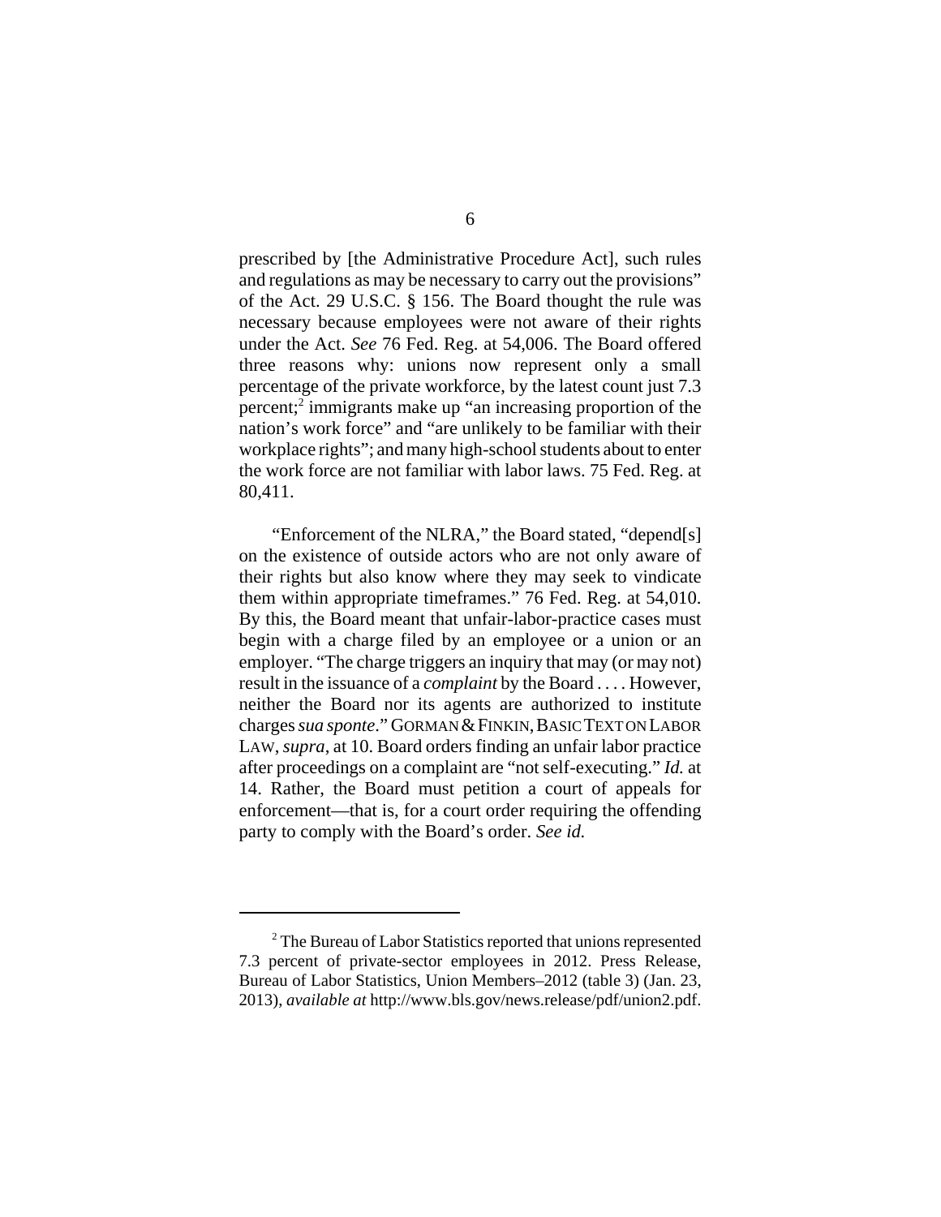prescribed by [the Administrative Procedure Act], such rules and regulations as may be necessary to carry out the provisions" of the Act. 29 U.S.C. § 156. The Board thought the rule was necessary because employees were not aware of their rights under the Act. *See* 76 Fed. Reg. at 54,006. The Board offered three reasons why: unions now represent only a small percentage of the private workforce, by the latest count just 7.3 percent;[2] immigrants make up "an increasing proportion of the nation's work force" and "are unlikely to be familiar with their workplace rights"; and many high-school students about to enter the work force are not familiar with labor laws. 75 Fed. Reg. at 80,411.

"Enforcement of the NLRA," the Board stated, "depend[s] on the existence of outside actors who are not only aware of their rights but also know where they may seek to vindicate them within appropriate timeframes." 76 Fed. Reg. at 54,010. By this, the Board meant that unfair-labor-practice cases must begin with a charge filed by an employee or a union or an employer. "The charge triggers an inquiry that may (or may not) result in the issuance of a *complaint* by the Board . . . . However, neither the Board nor its agents are authorized to institute charges *sua sponte*." GORMAN & FINKIN, BASIC TEXT ON LABOR LAW, *supra*, at 10. Board orders finding an unfair labor practice after proceedings on a complaint are "not self-executing." *Id.* at 14. Rather, the Board must petition a court of appeals for enforcement—that is, for a court order requiring the offending party to comply with the Board's order. *See id.*

---

[2] The Bureau of Labor Statistics reported that unions represented 7.3 percent of private-sector employees in 2012. Press Release, Bureau of Labor Statistics, Union Members–2012 (table 3) (Jan. 23, 2013), *available at* http://www.bls.gov/news.release/pdf/union2.pdf.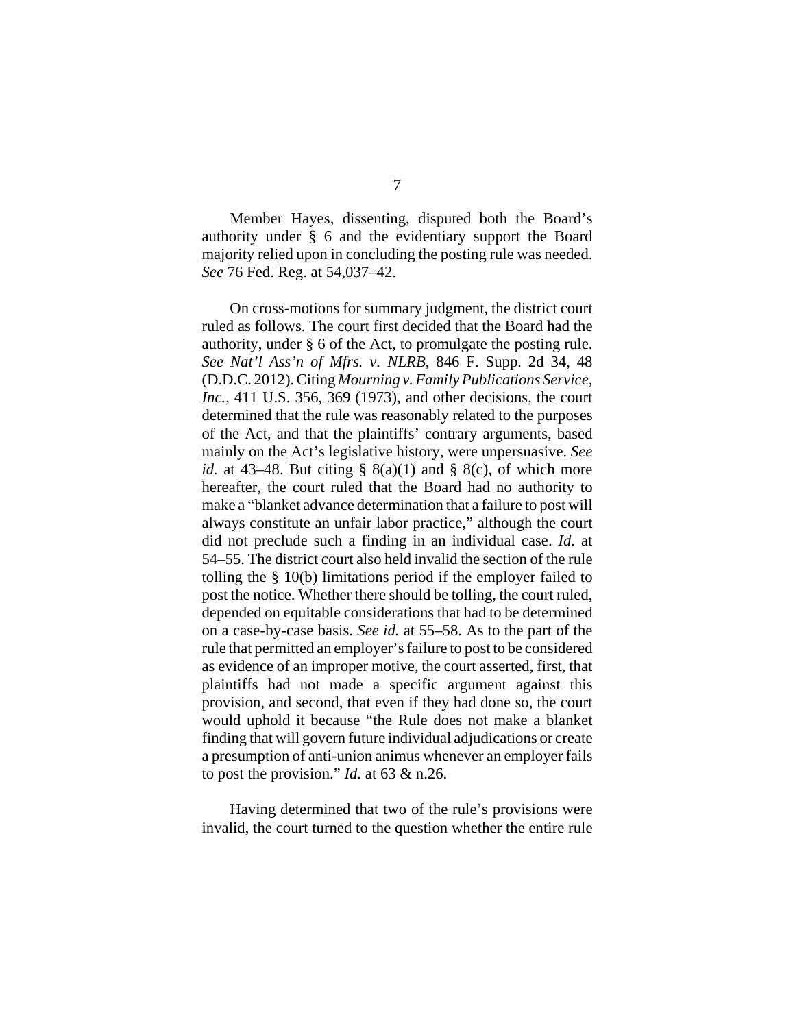Member Hayes, dissenting, disputed both the Board's authority under § 6 and the evidentiary support the Board majority relied upon in concluding the posting rule was needed. *See* 76 Fed. Reg. at 54,037–42.

On cross-motions for summary judgment, the district court ruled as follows. The court first decided that the Board had the authority, under § 6 of the Act, to promulgate the posting rule. *See Nat'l Ass'n of Mfrs. v. NLRB*, 846 F. Supp. 2d 34, 48 (D.D.C. 2012). Citing *Mourning v. Family Publications Service, Inc.*, 411 U.S. 356, 369 (1973), and other decisions, the court determined that the rule was reasonably related to the purposes of the Act, and that the plaintiffs' contrary arguments, based mainly on the Act's legislative history, were unpersuasive. *See id.* at 43–48. But citing § 8(a)(1) and § 8(c), of which more hereafter, the court ruled that the Board had no authority to make a "blanket advance determination that a failure to post will always constitute an unfair labor practice," although the court did not preclude such a finding in an individual case. *Id.* at 54–55. The district court also held invalid the section of the rule tolling the § 10(b) limitations period if the employer failed to post the notice. Whether there should be tolling, the court ruled, depended on equitable considerations that had to be determined on a case-by-case basis. *See id.* at 55–58. As to the part of the rule that permitted an employer's failure to post to be considered as evidence of an improper motive, the court asserted, first, that plaintiffs had not made a specific argument against this provision, and second, that even if they had done so, the court would uphold it because "the Rule does not make a blanket finding that will govern future individual adjudications or create a presumption of anti-union animus whenever an employer fails to post the provision." *Id.* at 63 & n.26.

Having determined that two of the rule's provisions were invalid, the court turned to the question whether the entire rule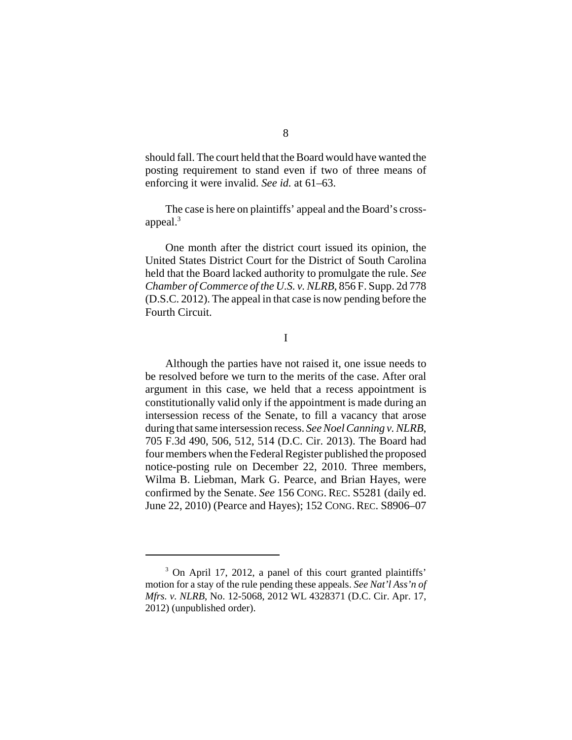should fall. The court held that the Board would have wanted the posting requirement to stand even if two of three means of enforcing it were invalid. *See id.* at 61–63.

The case is here on plaintiffs' appeal and the Board's cross-appeal.[3]

One month after the district court issued its opinion, the United States District Court for the District of South Carolina held that the Board lacked authority to promulgate the rule. *See Chamber of Commerce of the U.S. v. NLRB*, 856 F. Supp. 2d 778 (D.S.C. 2012). The appeal in that case is now pending before the Fourth Circuit.

I

Although the parties have not raised it, one issue needs to be resolved before we turn to the merits of the case. After oral argument in this case, we held that a recess appointment is constitutionally valid only if the appointment is made during an intersession recess of the Senate, to fill a vacancy that arose during that same intersession recess. *See Noel Canning v. NLRB*, 705 F.3d 490, 506, 512, 514 (D.C. Cir. 2013). The Board had four members when the Federal Register published the proposed notice-posting rule on December 22, 2010. Three members, Wilma B. Liebman, Mark G. Pearce, and Brian Hayes, were confirmed by the Senate. *See* 156 CONG. REC. S5281 (daily ed. June 22, 2010) (Pearce and Hayes); 152 CONG. REC. S8906–07

---

[3] On April 17, 2012, a panel of this court granted plaintiffs' motion for a stay of the rule pending these appeals. *See Nat'l Ass'n of Mfrs. v. NLRB*, No. 12-5068, 2012 WL 4328371 (D.C. Cir. Apr. 17, 2012) (unpublished order).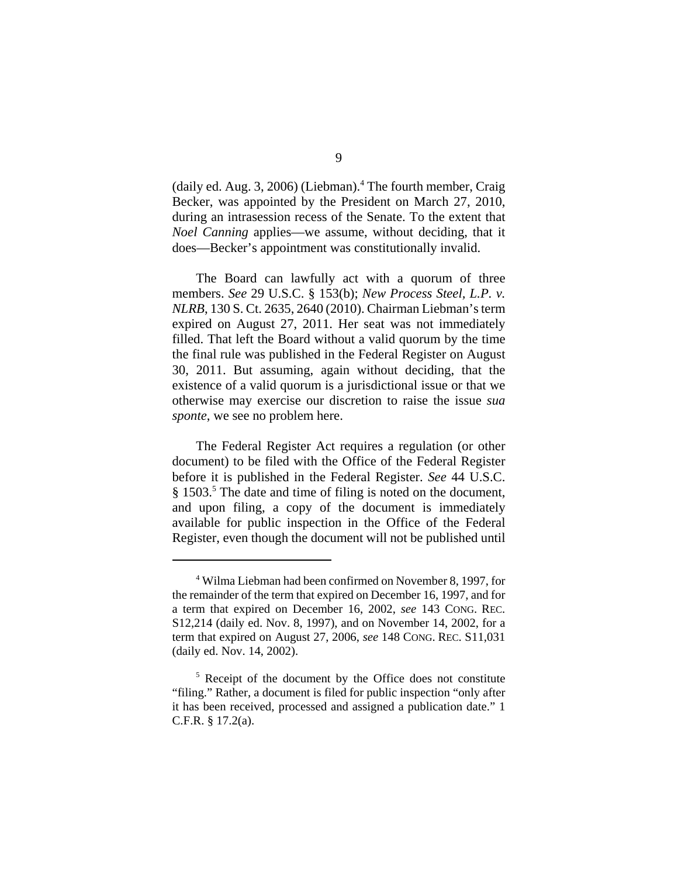(daily ed. Aug. 3, 2006) (Liebman).[4] The fourth member, Craig Becker, was appointed by the President on March 27, 2010, during an intrasession recess of the Senate. To the extent that *Noel Canning* applies—we assume, without deciding, that it does—Becker's appointment was constitutionally invalid.

The Board can lawfully act with a quorum of three members. *See* 29 U.S.C. § 153(b); *New Process Steel, L.P. v. NLRB*, 130 S. Ct. 2635, 2640 (2010). Chairman Liebman's term expired on August 27, 2011. Her seat was not immediately filled. That left the Board without a valid quorum by the time the final rule was published in the Federal Register on August 30, 2011. But assuming, again without deciding, that the existence of a valid quorum is a jurisdictional issue or that we otherwise may exercise our discretion to raise the issue *sua sponte*, we see no problem here.

The Federal Register Act requires a regulation (or other document) to be filed with the Office of the Federal Register before it is published in the Federal Register. *See* 44 U.S.C. § 1503.[5] The date and time of filing is noted on the document, and upon filing, a copy of the document is immediately available for public inspection in the Office of the Federal Register, even though the document will not be published until

---

[4] Wilma Liebman had been confirmed on November 8, 1997, for the remainder of the term that expired on December 16, 1997, and for a term that expired on December 16, 2002, *see* 143 CONG. REC. S12,214 (daily ed. Nov. 8, 1997), and on November 14, 2002, for a term that expired on August 27, 2006, *see* 148 CONG. REC. S11,031 (daily ed. Nov. 14, 2002).

[5] Receipt of the document by the Office does not constitute "filing." Rather, a document is filed for public inspection "only after it has been received, processed and assigned a publication date." 1 C.F.R. § 17.2(a).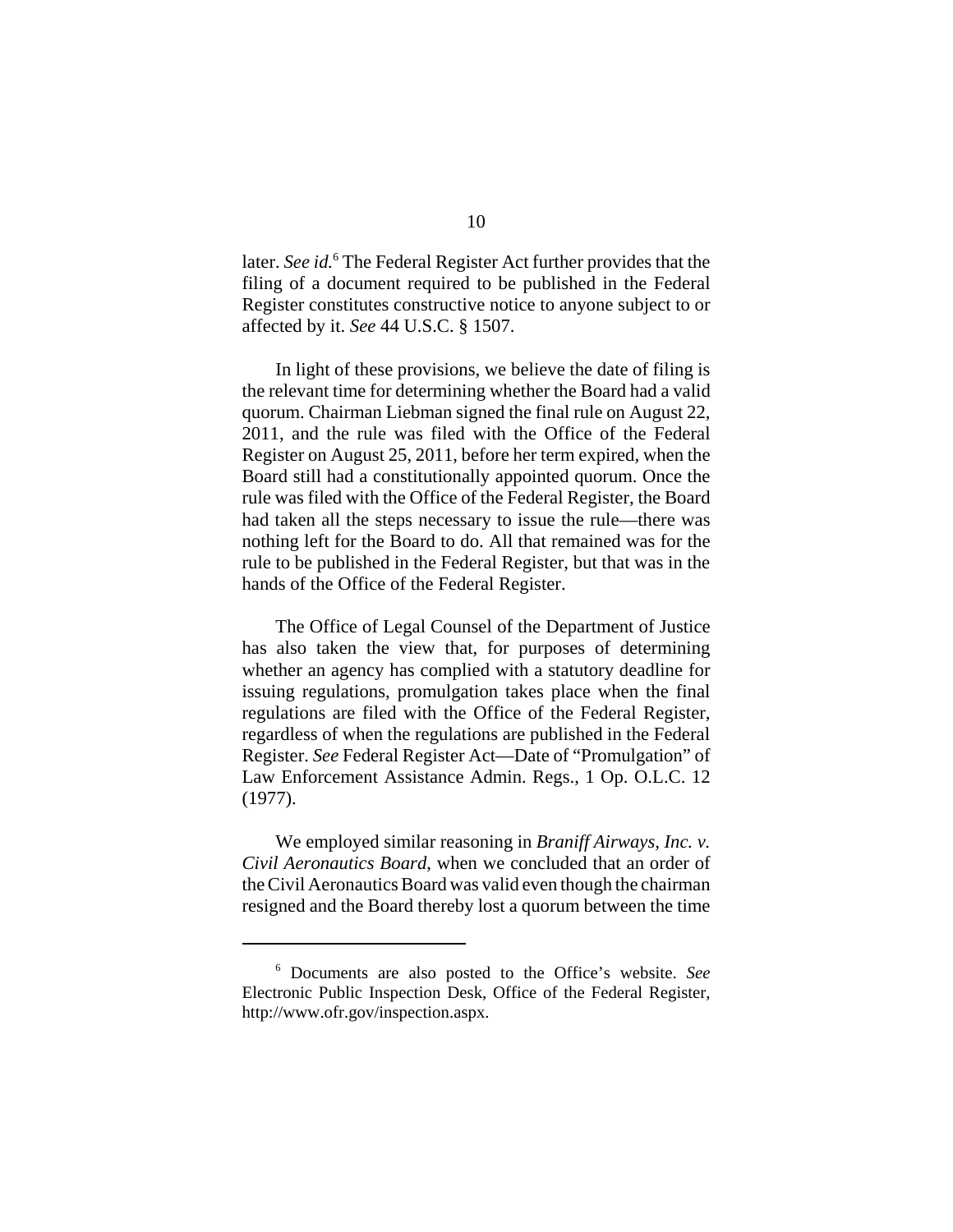later. *See id.*[6] The Federal Register Act further provides that the filing of a document required to be published in the Federal Register constitutes constructive notice to anyone subject to or affected by it. *See* 44 U.S.C. § 1507.

In light of these provisions, we believe the date of filing is the relevant time for determining whether the Board had a valid quorum. Chairman Liebman signed the final rule on August 22, 2011, and the rule was filed with the Office of the Federal Register on August 25, 2011, before her term expired, when the Board still had a constitutionally appointed quorum. Once the rule was filed with the Office of the Federal Register, the Board had taken all the steps necessary to issue the rule—there was nothing left for the Board to do. All that remained was for the rule to be published in the Federal Register, but that was in the hands of the Office of the Federal Register.

The Office of Legal Counsel of the Department of Justice has also taken the view that, for purposes of determining whether an agency has complied with a statutory deadline for issuing regulations, promulgation takes place when the final regulations are filed with the Office of the Federal Register, regardless of when the regulations are published in the Federal Register. *See* Federal Register Act—Date of "Promulgation" of Law Enforcement Assistance Admin. Regs., 1 Op. O.L.C. 12 (1977).

We employed similar reasoning in *Braniff Airways, Inc. v. Civil Aeronautics Board*, when we concluded that an order of the Civil Aeronautics Board was valid even though the chairman resigned and the Board thereby lost a quorum between the time

---

[6] Documents are also posted to the Office's website. *See* Electronic Public Inspection Desk, Office of the Federal Register, http://www.ofr.gov/inspection.aspx.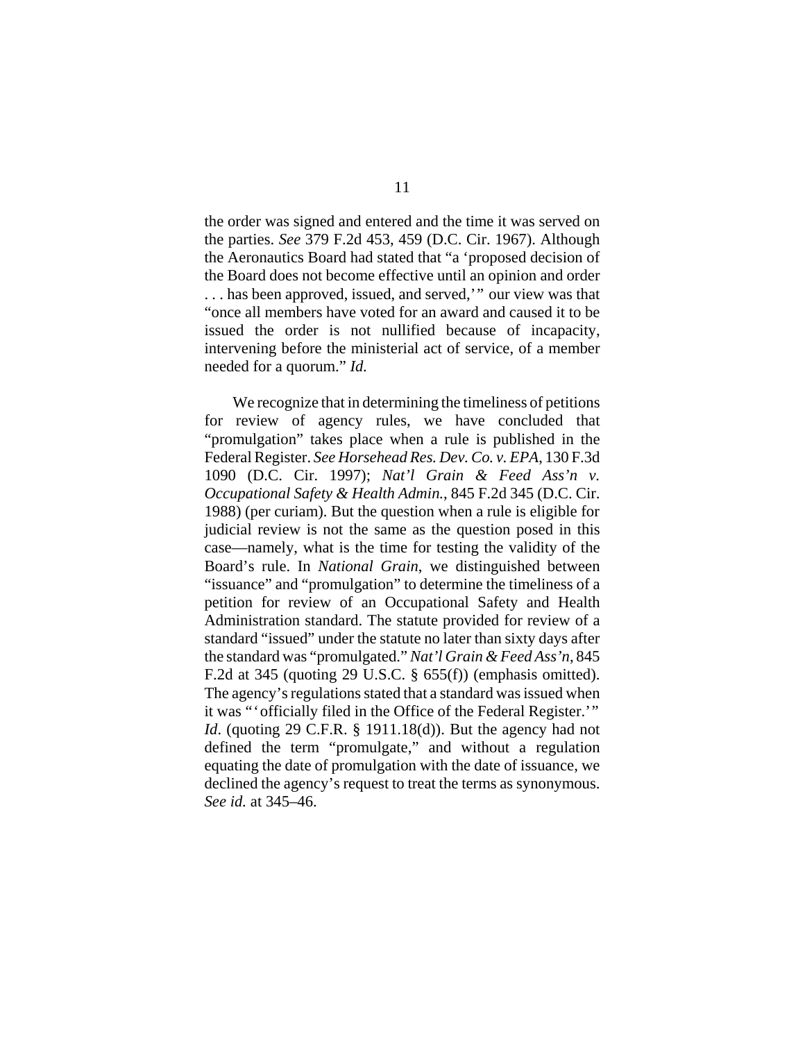the order was signed and entered and the time it was served on the parties. *See* 379 F.2d 453, 459 (D.C. Cir. 1967). Although the Aeronautics Board had stated that "a 'proposed decision of the Board does not become effective until an opinion and order . . . has been approved, issued, and served,'" our view was that "once all members have voted for an award and caused it to be issued the order is not nullified because of incapacity, intervening before the ministerial act of service, of a member needed for a quorum." *Id.*

We recognize that in determining the timeliness of petitions for review of agency rules, we have concluded that "promulgation" takes place when a rule is published in the Federal Register. *See Horsehead Res. Dev. Co. v. EPA*, 130 F.3d 1090 (D.C. Cir. 1997); *Nat'l Grain & Feed Ass'n v. Occupational Safety & Health Admin.*, 845 F.2d 345 (D.C. Cir. 1988) (per curiam). But the question when a rule is eligible for judicial review is not the same as the question posed in this case—namely, what is the time for testing the validity of the Board's rule. In *National Grain*, we distinguished between "issuance" and "promulgation" to determine the timeliness of a petition for review of an Occupational Safety and Health Administration standard. The statute provided for review of a standard "issued" under the statute no later than sixty days after the standard was "promulgated." *Nat'l Grain & Feed Ass'n*, 845 F.2d at 345 (quoting 29 U.S.C. § 655(f)) (emphasis omitted). The agency's regulations stated that a standard was issued when it was "'officially filed in the Office of the Federal Register.'" *Id*. (quoting 29 C.F.R. § 1911.18(d)). But the agency had not defined the term "promulgate," and without a regulation equating the date of promulgation with the date of issuance, we declined the agency's request to treat the terms as synonymous. *See id.* at 345–46.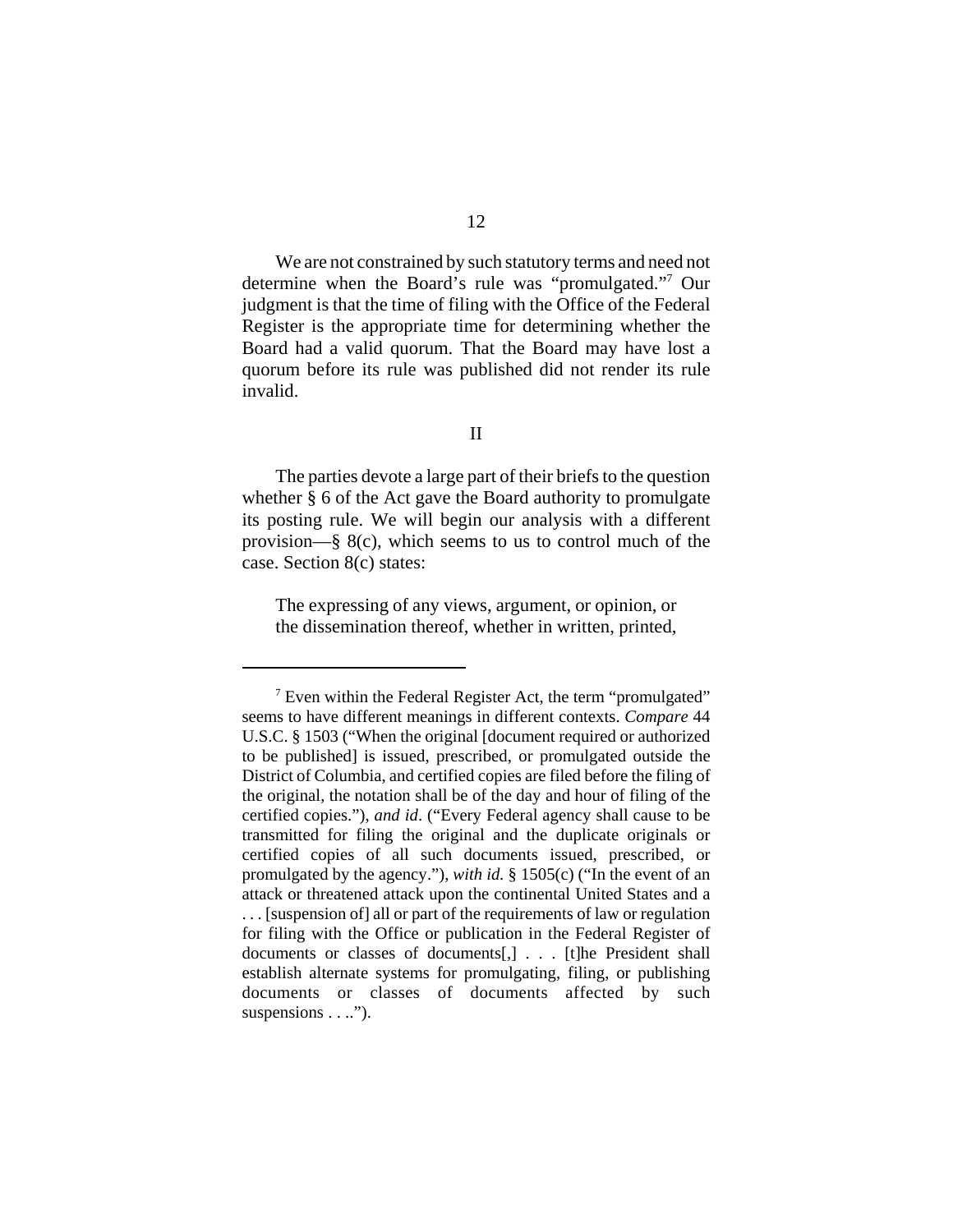We are not constrained by such statutory terms and need not determine when the Board's rule was "promulgated."[7] Our judgment is that the time of filing with the Office of the Federal Register is the appropriate time for determining whether the Board had a valid quorum. That the Board may have lost a quorum before its rule was published did not render its rule invalid.

## II

The parties devote a large part of their briefs to the question whether § 6 of the Act gave the Board authority to promulgate its posting rule. We will begin our analysis with a different provision—§ 8(c), which seems to us to control much of the case. Section 8(c) states:

> The expressing of any views, argument, or opinion, or the dissemination thereof, whether in written, printed,

---

[7] Even within the Federal Register Act, the term "promulgated" seems to have different meanings in different contexts. *Compare* 44 U.S.C. § 1503 ("When the original [document required or authorized to be published] is issued, prescribed, or promulgated outside the District of Columbia, and certified copies are filed before the filing of the original, the notation shall be of the day and hour of filing of the certified copies."), *and id*. ("Every Federal agency shall cause to be transmitted for filing the original and the duplicate originals or certified copies of all such documents issued, prescribed, or promulgated by the agency."), *with id.* § 1505(c) ("In the event of an attack or threatened attack upon the continental United States and a . . . [suspension of] all or part of the requirements of law or regulation for filing with the Office or publication in the Federal Register of documents or classes of documents[,] . . . [t]he President shall establish alternate systems for promulgating, filing, or publishing documents or classes of documents affected by such suspensions . . ..").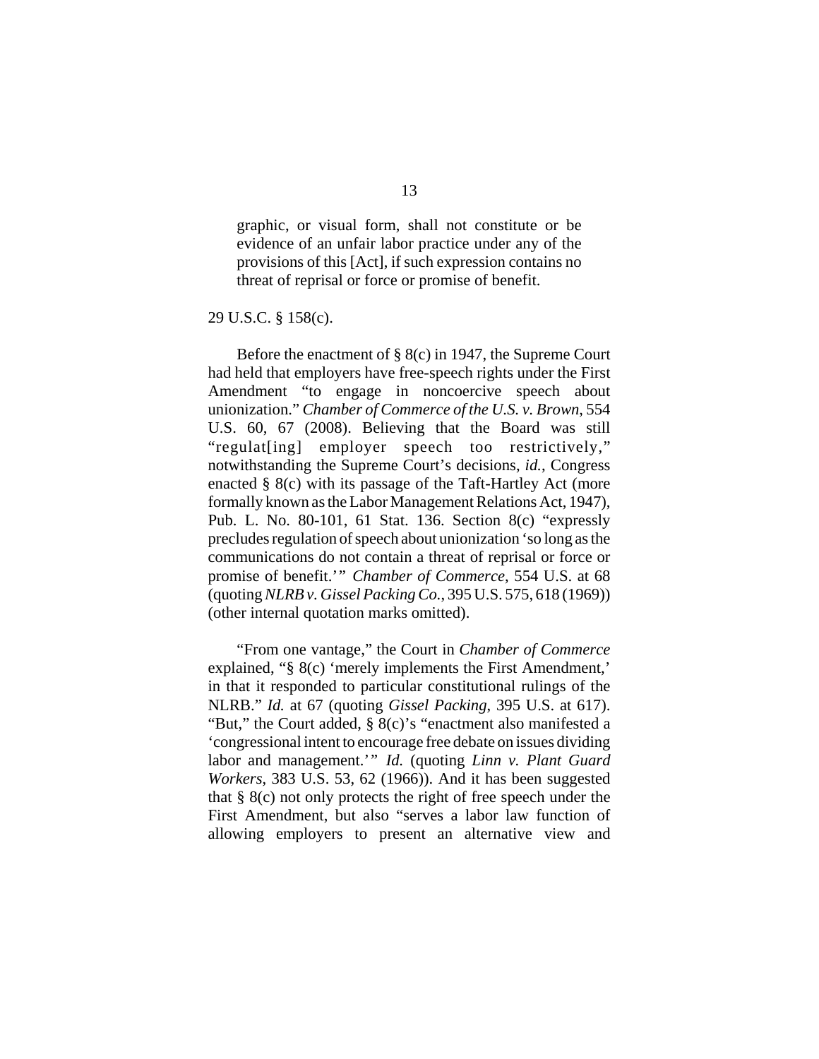> graphic, or visual form, shall not constitute or be evidence of an unfair labor practice under any of the provisions of this [Act], if such expression contains no threat of reprisal or force or promise of benefit.

29 U.S.C. § 158(c).

Before the enactment of § 8(c) in 1947, the Supreme Court had held that employers have free-speech rights under the First Amendment "to engage in noncoercive speech about unionization." *Chamber of Commerce of the U.S. v. Brown*, 554 U.S. 60, 67 (2008). Believing that the Board was still "regulat[ing] employer speech too restrictively," notwithstanding the Supreme Court's decisions, *id.*, Congress enacted § 8(c) with its passage of the Taft-Hartley Act (more formally known as the Labor Management Relations Act, 1947), Pub. L. No. 80-101, 61 Stat. 136. Section 8(c) "expressly precludes regulation of speech about unionization 'so long as the communications do not contain a threat of reprisal or force or promise of benefit.'" *Chamber of Commerce*, 554 U.S. at 68 (quoting *NLRB v. Gissel Packing Co.*, 395 U.S. 575, 618 (1969)) (other internal quotation marks omitted).

"From one vantage," the Court in *Chamber of Commerce* explained, "§ 8(c) 'merely implements the First Amendment,' in that it responded to particular constitutional rulings of the NLRB." *Id.* at 67 (quoting *Gissel Packing*, 395 U.S. at 617). "But," the Court added, § 8(c)'s "enactment also manifested a 'congressional intent to encourage free debate on issues dividing labor and management.'" *Id.* (quoting *Linn v. Plant Guard Workers*, 383 U.S. 53, 62 (1966)). And it has been suggested that § 8(c) not only protects the right of free speech under the First Amendment, but also "serves a labor law function of allowing employers to present an alternative view and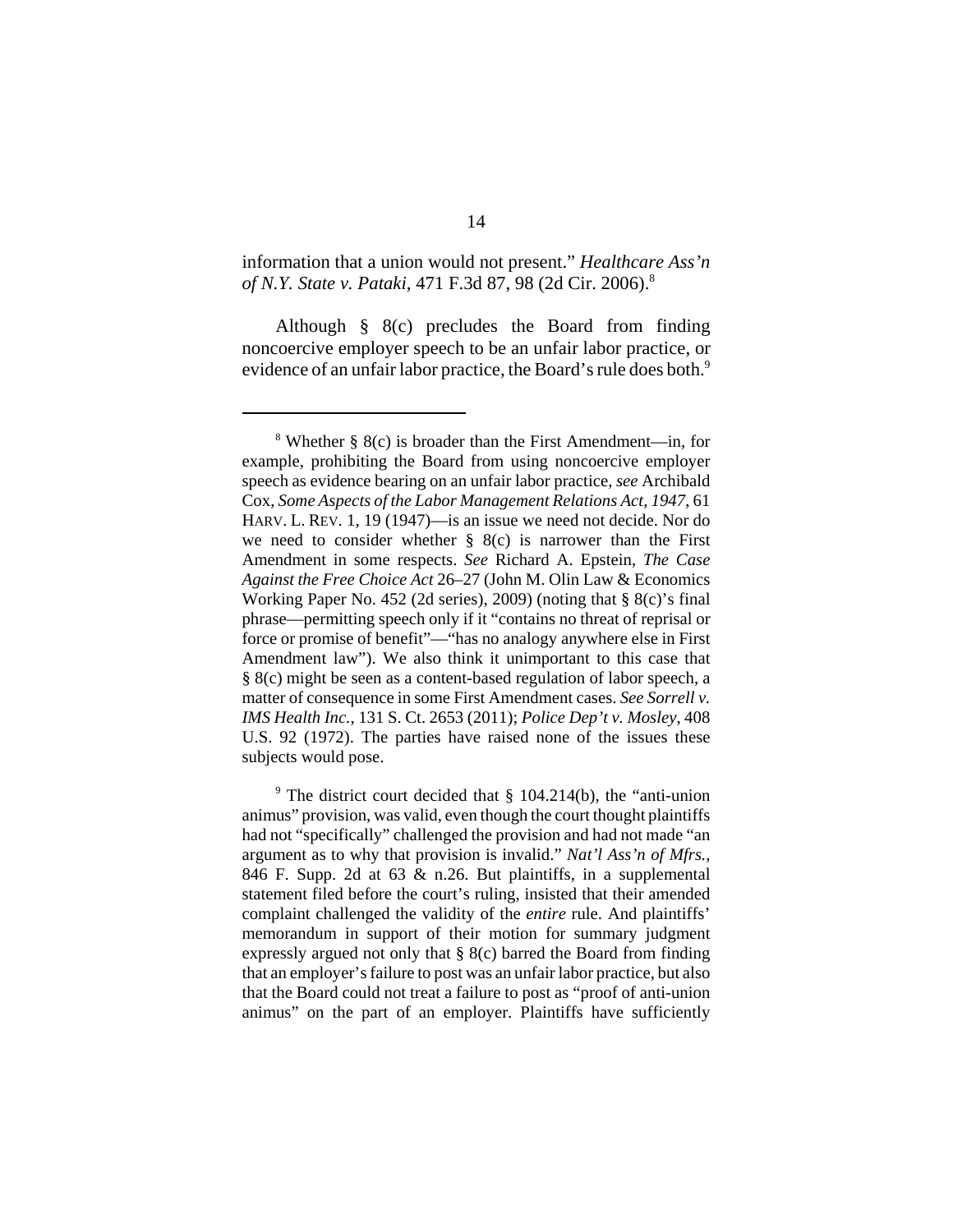information that a union would not present." *Healthcare Ass'n of N.Y. State v. Pataki*, 471 F.3d 87, 98 (2d Cir. 2006).[8]

Although § 8(c) precludes the Board from finding noncoercive employer speech to be an unfair labor practice, or evidence of an unfair labor practice, the Board's rule does both.[9]

---

[8] Whether § 8(c) is broader than the First Amendment—in, for example, prohibiting the Board from using noncoercive employer speech as evidence bearing on an unfair labor practice, *see* Archibald Cox, *Some Aspects of the Labor Management Relations Act, 1947*, 61 HARV. L. REV. 1, 19 (1947)—is an issue we need not decide. Nor do we need to consider whether § 8(c) is narrower than the First Amendment in some respects. *See* Richard A. Epstein, *The Case Against the Free Choice Act* 26–27 (John M. Olin Law & Economics Working Paper No. 452 (2d series), 2009) (noting that § 8(c)'s final phrase—permitting speech only if it "contains no threat of reprisal or force or promise of benefit"—"has no analogy anywhere else in First Amendment law"). We also think it unimportant to this case that § 8(c) might be seen as a content-based regulation of labor speech, a matter of consequence in some First Amendment cases. *See Sorrell v. IMS Health Inc.*, 131 S. Ct. 2653 (2011); *Police Dep't v. Mosley*, 408 U.S. 92 (1972). The parties have raised none of the issues these subjects would pose.

[9] The district court decided that § 104.214(b), the "anti-union animus" provision, was valid, even though the court thought plaintiffs had not "specifically" challenged the provision and had not made "an argument as to why that provision is invalid." *Nat'l Ass'n of Mfrs.*, 846 F. Supp. 2d at 63 & n.26. But plaintiffs, in a supplemental statement filed before the court's ruling, insisted that their amended complaint challenged the validity of the *entire* rule. And plaintiffs' memorandum in support of their motion for summary judgment expressly argued not only that § 8(c) barred the Board from finding that an employer's failure to post was an unfair labor practice, but also that the Board could not treat a failure to post as "proof of anti-union animus" on the part of an employer. Plaintiffs have sufficiently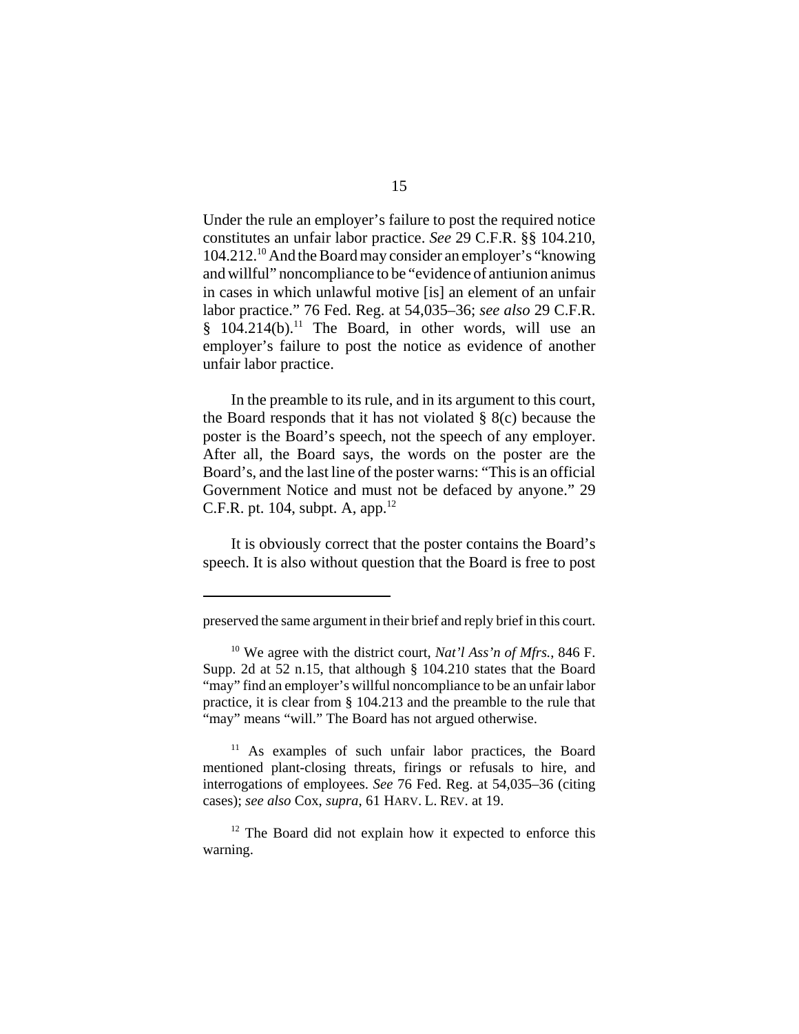Under the rule an employer's failure to post the required notice constitutes an unfair labor practice. *See* 29 C.F.R. §§ 104.210, 104.212.[10] And the Board may consider an employer's "knowing and willful" noncompliance to be "evidence of antiunion animus in cases in which unlawful motive [is] an element of an unfair labor practice." 76 Fed. Reg. at 54,035–36; *see also* 29 C.F.R. § 104.214(b).[11] The Board, in other words, will use an employer's failure to post the notice as evidence of another unfair labor practice.

In the preamble to its rule, and in its argument to this court, the Board responds that it has not violated § 8(c) because the poster is the Board's speech, not the speech of any employer. After all, the Board says, the words on the poster are the Board's, and the last line of the poster warns: "This is an official Government Notice and must not be defaced by anyone." 29 C.F.R. pt. 104, subpt. A, app.[12]

It is obviously correct that the poster contains the Board's speech. It is also without question that the Board is free to post

---

preserved the same argument in their brief and reply brief in this court.

[10] We agree with the district court, *Nat'l Ass'n of Mfrs.*, 846 F. Supp. 2d at 52 n.15, that although § 104.210 states that the Board "may" find an employer's willful noncompliance to be an unfair labor practice, it is clear from § 104.213 and the preamble to the rule that "may" means "will." The Board has not argued otherwise.

[11] As examples of such unfair labor practices, the Board mentioned plant-closing threats, firings or refusals to hire, and interrogations of employees. *See* 76 Fed. Reg. at 54,035–36 (citing cases); *see also* Cox, *supra*, 61 HARV. L. REV. at 19.

[12] The Board did not explain how it expected to enforce this warning.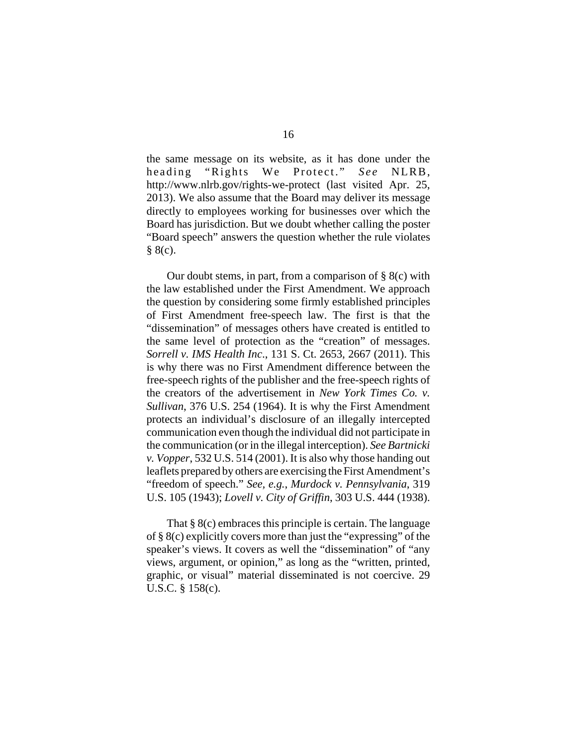the same message on its website, as it has done under the heading "Rights We Protect." *See* NLRB, http://www.nlrb.gov/rights-we-protect (last visited Apr. 25, 2013). We also assume that the Board may deliver its message directly to employees working for businesses over which the Board has jurisdiction. But we doubt whether calling the poster "Board speech" answers the question whether the rule violates § 8(c).

Our doubt stems, in part, from a comparison of § 8(c) with the law established under the First Amendment. We approach the question by considering some firmly established principles of First Amendment free-speech law. The first is that the "dissemination" of messages others have created is entitled to the same level of protection as the "creation" of messages. *Sorrell v. IMS Health Inc*., 131 S. Ct. 2653, 2667 (2011). This is why there was no First Amendment difference between the free-speech rights of the publisher and the free-speech rights of the creators of the advertisement in *New York Times Co. v. Sullivan*, 376 U.S. 254 (1964). It is why the First Amendment protects an individual's disclosure of an illegally intercepted communication even though the individual did not participate in the communication (or in the illegal interception). *See Bartnicki v. Vopper*, 532 U.S. 514 (2001). It is also why those handing out leaflets prepared by others are exercising the First Amendment's "freedom of speech." *See, e.g.*, *Murdock v. Pennsylvania*, 319 U.S. 105 (1943); *Lovell v. City of Griffin*, 303 U.S. 444 (1938).

That § 8(c) embraces this principle is certain. The language of § 8(c) explicitly covers more than just the "expressing" of the speaker's views. It covers as well the "dissemination" of "any views, argument, or opinion," as long as the "written, printed, graphic, or visual" material disseminated is not coercive. 29 U.S.C. § 158(c).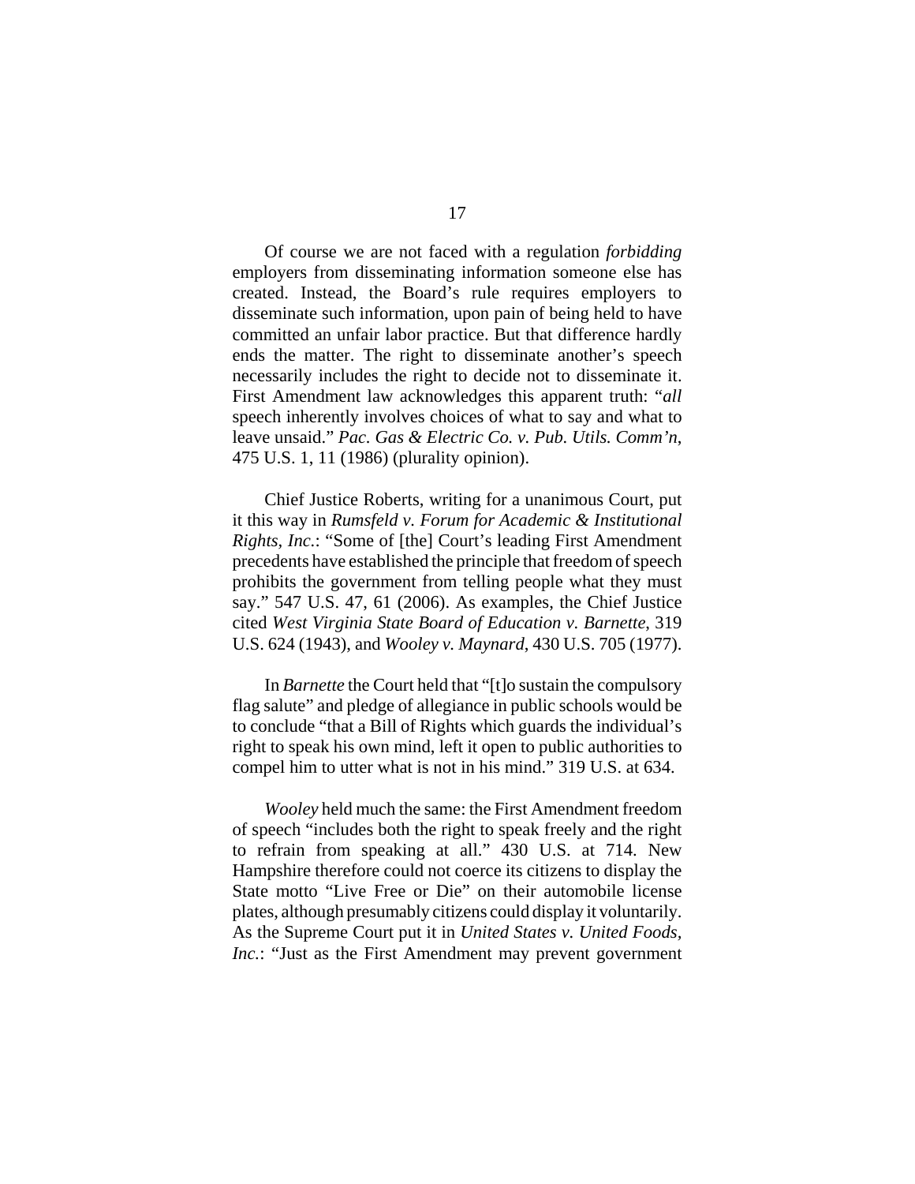Of course we are not faced with a regulation *forbidding* employers from disseminating information someone else has created. Instead, the Board's rule requires employers to disseminate such information, upon pain of being held to have committed an unfair labor practice. But that difference hardly ends the matter. The right to disseminate another's speech necessarily includes the right to decide not to disseminate it. First Amendment law acknowledges this apparent truth: "*all* speech inherently involves choices of what to say and what to leave unsaid." *Pac. Gas & Electric Co. v. Pub. Utils. Comm'n*, 475 U.S. 1, 11 (1986) (plurality opinion).

Chief Justice Roberts, writing for a unanimous Court, put it this way in *Rumsfeld v. Forum for Academic & Institutional Rights, Inc.*: "Some of [the] Court's leading First Amendment precedents have established the principle that freedom of speech prohibits the government from telling people what they must say." 547 U.S. 47, 61 (2006). As examples, the Chief Justice cited *West Virginia State Board of Education v. Barnette*, 319 U.S. 624 (1943), and *Wooley v. Maynard*, 430 U.S. 705 (1977).

In *Barnette* the Court held that "[t]o sustain the compulsory flag salute" and pledge of allegiance in public schools would be to conclude "that a Bill of Rights which guards the individual's right to speak his own mind, left it open to public authorities to compel him to utter what is not in his mind." 319 U.S. at 634.

*Wooley* held much the same: the First Amendment freedom of speech "includes both the right to speak freely and the right to refrain from speaking at all." 430 U.S. at 714. New Hampshire therefore could not coerce its citizens to display the State motto "Live Free or Die" on their automobile license plates, although presumably citizens could display it voluntarily. As the Supreme Court put it in *United States v. United Foods, Inc.*: "Just as the First Amendment may prevent government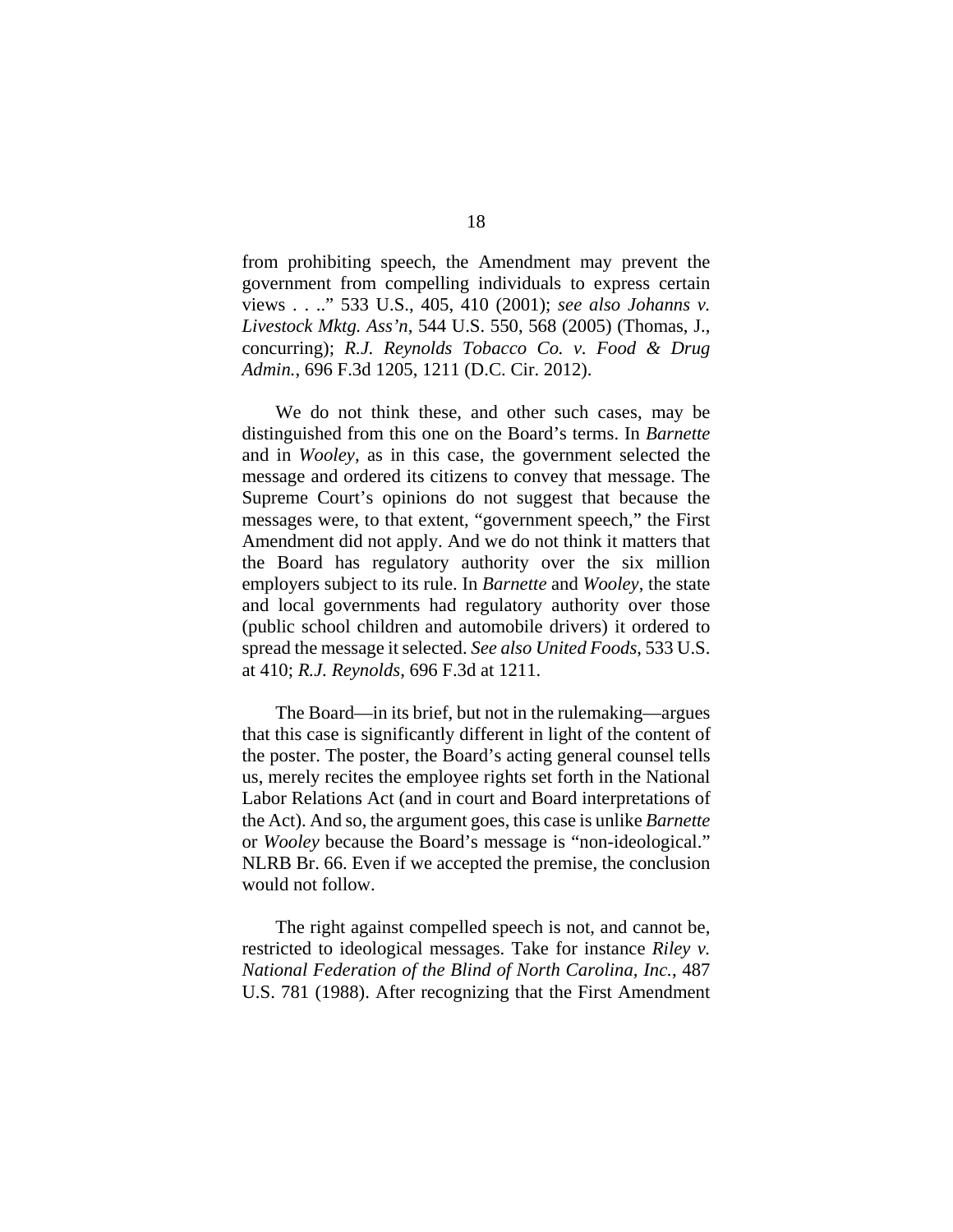from prohibiting speech, the Amendment may prevent the government from compelling individuals to express certain views . . ..” 533 U.S., 405, 410 (2001); *see also Johanns v. Livestock Mktg. Ass’n*, 544 U.S. 550, 568 (2005) (Thomas, J., concurring); *R.J. Reynolds Tobacco Co. v. Food & Drug Admin.*, 696 F.3d 1205, 1211 (D.C. Cir. 2012).

We do not think these, and other such cases, may be distinguished from this one on the Board’s terms. In *Barnette* and in *Wooley*, as in this case, the government selected the message and ordered its citizens to convey that message. The Supreme Court’s opinions do not suggest that because the messages were, to that extent, “government speech,” the First Amendment did not apply. And we do not think it matters that the Board has regulatory authority over the six million employers subject to its rule. In *Barnette* and *Wooley*, the state and local governments had regulatory authority over those (public school children and automobile drivers) it ordered to spread the message it selected. *See also United Foods*, 533 U.S. at 410; *R.J. Reynolds*, 696 F.3d at 1211.

The Board—in its brief, but not in the rulemaking—argues that this case is significantly different in light of the content of the poster. The poster, the Board’s acting general counsel tells us, merely recites the employee rights set forth in the National Labor Relations Act (and in court and Board interpretations of the Act). And so, the argument goes, this case is unlike *Barnette* or *Wooley* because the Board’s message is “non-ideological.” NLRB Br. 66. Even if we accepted the premise, the conclusion would not follow.

The right against compelled speech is not, and cannot be, restricted to ideological messages. Take for instance *Riley v. National Federation of the Blind of North Carolina, Inc.*, 487 U.S. 781 (1988). After recognizing that the First Amendment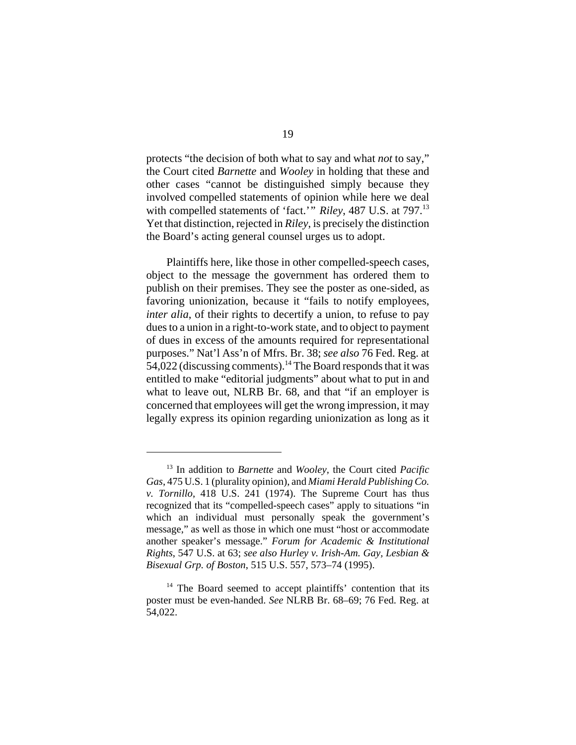protects "the decision of both what to say and what *not* to say," the Court cited *Barnette* and *Wooley* in holding that these and other cases "cannot be distinguished simply because they involved compelled statements of opinion while here we deal with compelled statements of 'fact.'" *Riley*, 487 U.S. at 797.[13] Yet that distinction, rejected in *Riley*, is precisely the distinction the Board's acting general counsel urges us to adopt.

Plaintiffs here, like those in other compelled-speech cases, object to the message the government has ordered them to publish on their premises. They see the poster as one-sided, as favoring unionization, because it "fails to notify employees, *inter alia*, of their rights to decertify a union, to refuse to pay dues to a union in a right-to-work state, and to object to payment of dues in excess of the amounts required for representational purposes." Nat'l Ass'n of Mfrs. Br. 38; *see also* 76 Fed. Reg. at 54,022 (discussing comments).[14] The Board responds that it was entitled to make "editorial judgments" about what to put in and what to leave out, NLRB Br. 68, and that "if an employer is concerned that employees will get the wrong impression, it may legally express its opinion regarding unionization as long as it

---

[13] In addition to *Barnette* and *Wooley*, the Court cited *Pacific Gas*, 475 U.S. 1 (plurality opinion), and *Miami Herald Publishing Co. v. Tornillo*, 418 U.S. 241 (1974). The Supreme Court has thus recognized that its "compelled-speech cases" apply to situations "in which an individual must personally speak the government's message," as well as those in which one must "host or accommodate another speaker's message." *Forum for Academic & Institutional Rights*, 547 U.S. at 63; *see also Hurley v. Irish-Am. Gay, Lesbian & Bisexual Grp. of Boston*, 515 U.S. 557, 573–74 (1995).

[14] The Board seemed to accept plaintiffs' contention that its poster must be even-handed. *See* NLRB Br. 68–69; 76 Fed. Reg. at 54,022.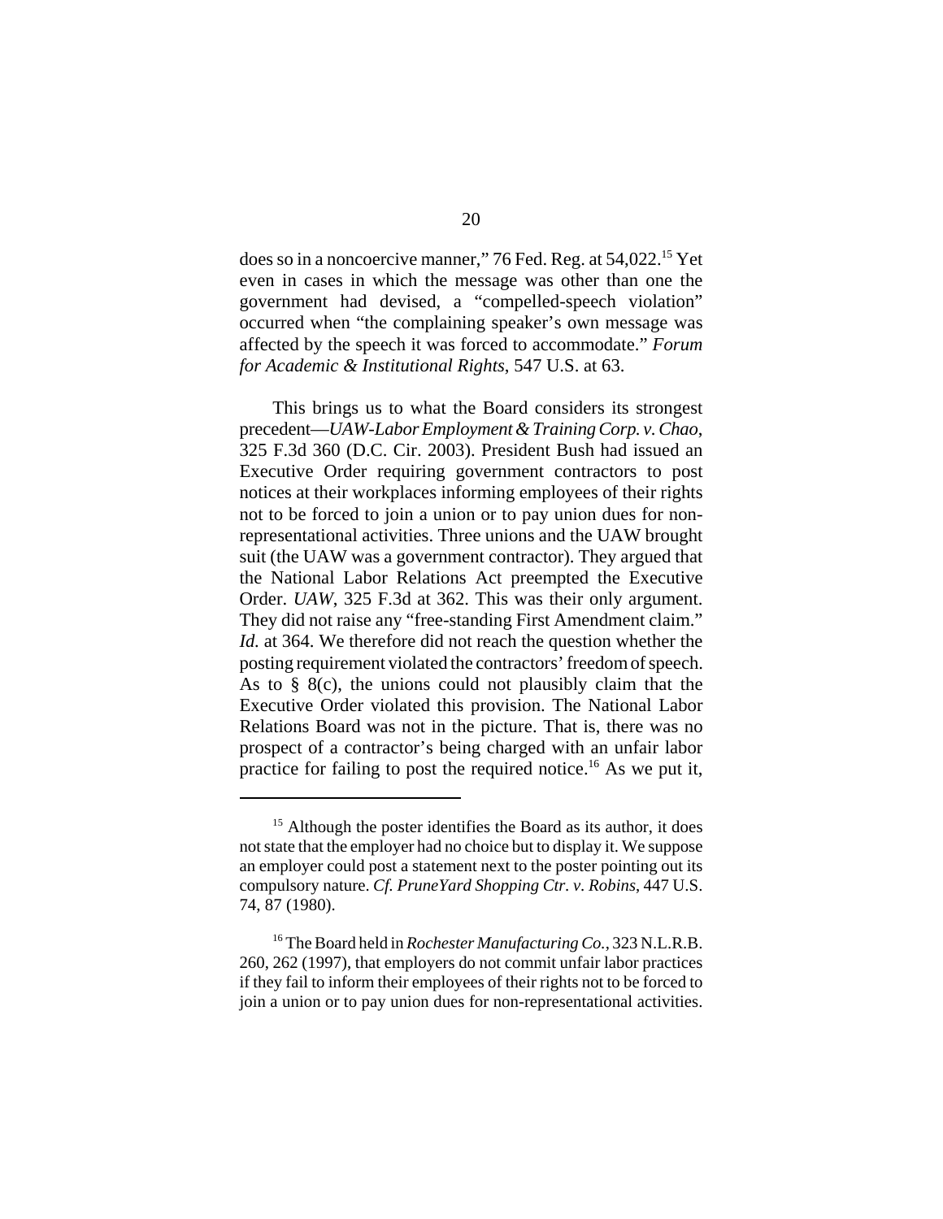does so in a noncoercive manner," 76 Fed. Reg. at 54,022.[15] Yet even in cases in which the message was other than one the government had devised, a "compelled-speech violation" occurred when "the complaining speaker's own message was affected by the speech it was forced to accommodate." *Forum for Academic & Institutional Rights*, 547 U.S. at 63.

This brings us to what the Board considers its strongest precedent—*UAW-Labor Employment & Training Corp. v. Chao*, 325 F.3d 360 (D.C. Cir. 2003). President Bush had issued an Executive Order requiring government contractors to post notices at their workplaces informing employees of their rights not to be forced to join a union or to pay union dues for non-representational activities. Three unions and the UAW brought suit (the UAW was a government contractor). They argued that the National Labor Relations Act preempted the Executive Order. *UAW*, 325 F.3d at 362. This was their only argument. They did not raise any "free-standing First Amendment claim." *Id.* at 364. We therefore did not reach the question whether the posting requirement violated the contractors' freedom of speech. As to § 8(c), the unions could not plausibly claim that the Executive Order violated this provision. The National Labor Relations Board was not in the picture. That is, there was no prospect of a contractor's being charged with an unfair labor practice for failing to post the required notice.[16] As we put it,

---

[15] Although the poster identifies the Board as its author, it does not state that the employer had no choice but to display it. We suppose an employer could post a statement next to the poster pointing out its compulsory nature. *Cf. PruneYard Shopping Ctr. v. Robins*, 447 U.S. 74, 87 (1980).

[16] The Board held in *Rochester Manufacturing Co.*, 323 N.L.R.B. 260, 262 (1997), that employers do not commit unfair labor practices if they fail to inform their employees of their rights not to be forced to join a union or to pay union dues for non-representational activities.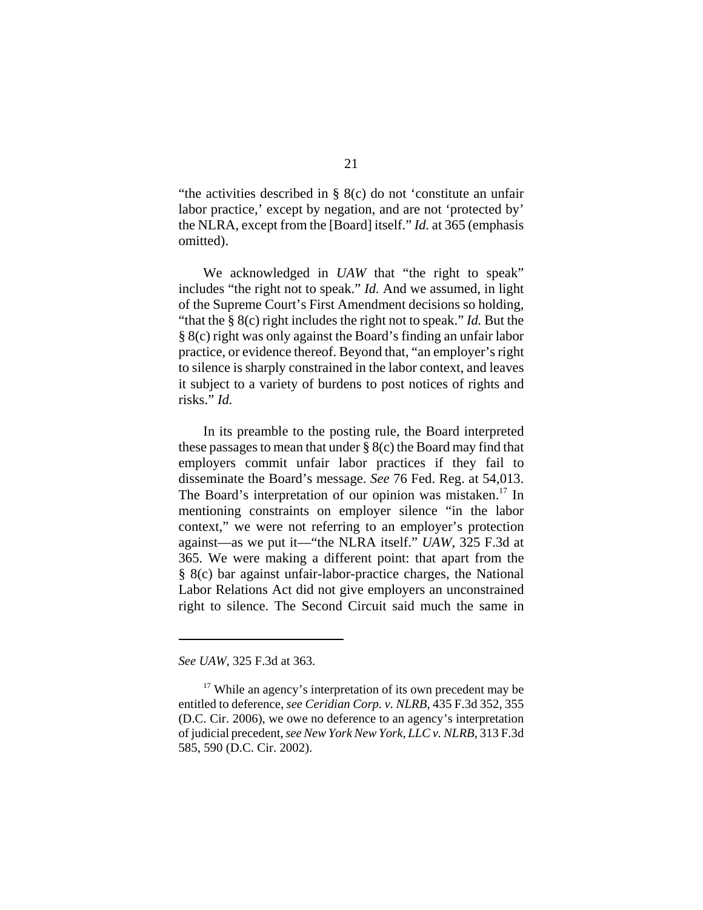"the activities described in § 8(c) do not 'constitute an unfair labor practice,' except by negation, and are not 'protected by' the NLRA, except from the [Board] itself." *Id.* at 365 (emphasis omitted).

We acknowledged in *UAW* that "the right to speak" includes "the right not to speak." *Id.* And we assumed, in light of the Supreme Court's First Amendment decisions so holding, "that the § 8(c) right includes the right not to speak." *Id.* But the § 8(c) right was only against the Board's finding an unfair labor practice, or evidence thereof. Beyond that, "an employer's right to silence is sharply constrained in the labor context, and leaves it subject to a variety of burdens to post notices of rights and risks." *Id.*

In its preamble to the posting rule, the Board interpreted these passages to mean that under § 8(c) the Board may find that employers commit unfair labor practices if they fail to disseminate the Board's message. *See* 76 Fed. Reg. at 54,013. The Board's interpretation of our opinion was mistaken.[17] In mentioning constraints on employer silence "in the labor context," we were not referring to an employer's protection against—as we put it—"the NLRA itself." *UAW*, 325 F.3d at 365. We were making a different point: that apart from the § 8(c) bar against unfair-labor-practice charges, the National Labor Relations Act did not give employers an unconstrained right to silence. The Second Circuit said much the same in

---

*See UAW*, 325 F.3d at 363.

[17] While an agency's interpretation of its own precedent may be entitled to deference, *see Ceridian Corp. v. NLRB*, 435 F.3d 352, 355 (D.C. Cir. 2006), we owe no deference to an agency's interpretation of judicial precedent, *see New York New York, LLC v. NLRB*, 313 F.3d 585, 590 (D.C. Cir. 2002).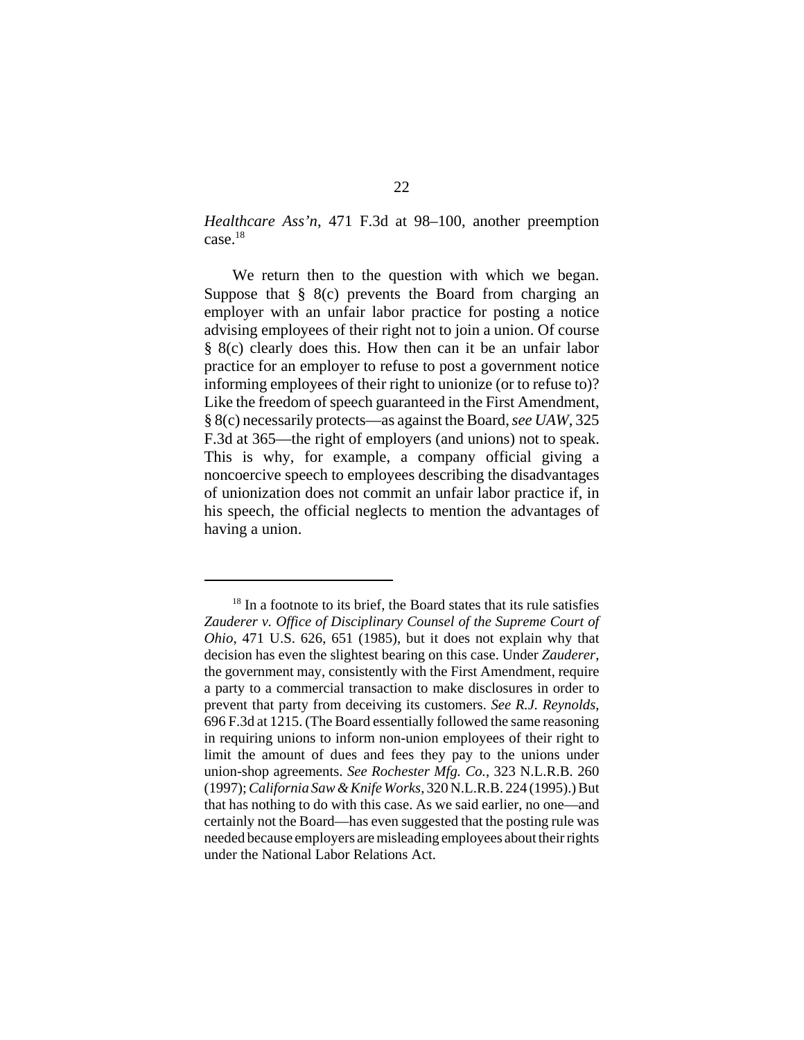*Healthcare Ass'n*, 471 F.3d at 98–100, another preemption case.[18]

We return then to the question with which we began. Suppose that § 8(c) prevents the Board from charging an employer with an unfair labor practice for posting a notice advising employees of their right not to join a union. Of course § 8(c) clearly does this. How then can it be an unfair labor practice for an employer to refuse to post a government notice informing employees of their right to unionize (or to refuse to)? Like the freedom of speech guaranteed in the First Amendment, § 8(c) necessarily protects—as against the Board, *see UAW*, 325 F.3d at 365—the right of employers (and unions) not to speak. This is why, for example, a company official giving a noncoercive speech to employees describing the disadvantages of unionization does not commit an unfair labor practice if, in his speech, the official neglects to mention the advantages of having a union.

---

[18] In a footnote to its brief, the Board states that its rule satisfies *Zauderer v. Office of Disciplinary Counsel of the Supreme Court of Ohio*, 471 U.S. 626, 651 (1985), but it does not explain why that decision has even the slightest bearing on this case. Under *Zauderer*, the government may, consistently with the First Amendment, require a party to a commercial transaction to make disclosures in order to prevent that party from deceiving its customers. *See R.J. Reynolds*, 696 F.3d at 1215. (The Board essentially followed the same reasoning in requiring unions to inform non-union employees of their right to limit the amount of dues and fees they pay to the unions under union-shop agreements. *See Rochester Mfg. Co.*, 323 N.L.R.B. 260 (1997); *California Saw & Knife Works*, 320 N.L.R.B. 224 (1995).) But that has nothing to do with this case. As we said earlier, no one—and certainly not the Board—has even suggested that the posting rule was needed because employers are misleading employees about their rights under the National Labor Relations Act.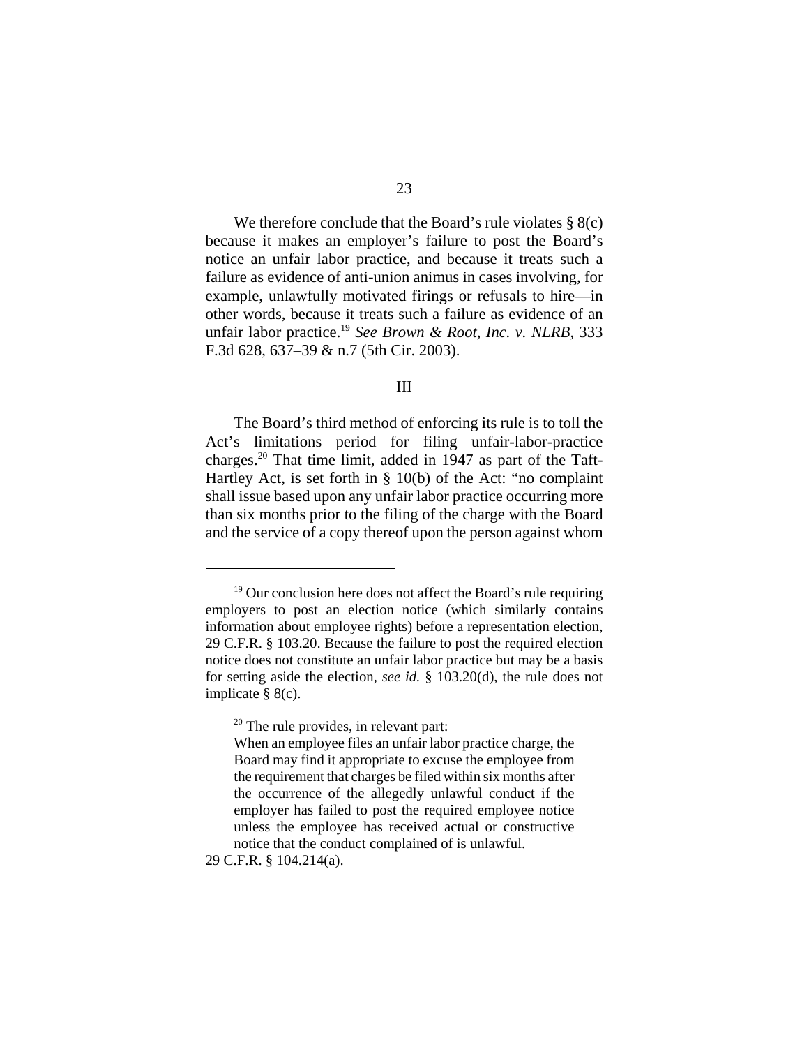We therefore conclude that the Board's rule violates § 8(c) because it makes an employer's failure to post the Board's notice an unfair labor practice, and because it treats such a failure as evidence of anti-union animus in cases involving, for example, unlawfully motivated firings or refusals to hire—in other words, because it treats such a failure as evidence of an unfair labor practice.[19] *See Brown & Root, Inc. v. NLRB*, 333 F.3d 628, 637–39 & n.7 (5th Cir. 2003).

## III

The Board's third method of enforcing its rule is to toll the Act's limitations period for filing unfair-labor-practice charges.[20] That time limit, added in 1947 as part of the Taft-Hartley Act, is set forth in § 10(b) of the Act: "no complaint shall issue based upon any unfair labor practice occurring more than six months prior to the filing of the charge with the Board and the service of a copy thereof upon the person against whom

---

[19] Our conclusion here does not affect the Board's rule requiring employers to post an election notice (which similarly contains information about employee rights) before a representation election, 29 C.F.R. § 103.20. Because the failure to post the required election notice does not constitute an unfair labor practice but may be a basis for setting aside the election, *see id.* § 103.20(d), the rule does not implicate § 8(c).

[20] The rule provides, in relevant part:

> When an employee files an unfair labor practice charge, the Board may find it appropriate to excuse the employee from the requirement that charges be filed within six months after the occurrence of the allegedly unlawful conduct if the employer has failed to post the required employee notice unless the employee has received actual or constructive notice that the conduct complained of is unlawful.

29 C.F.R. § 104.214(a).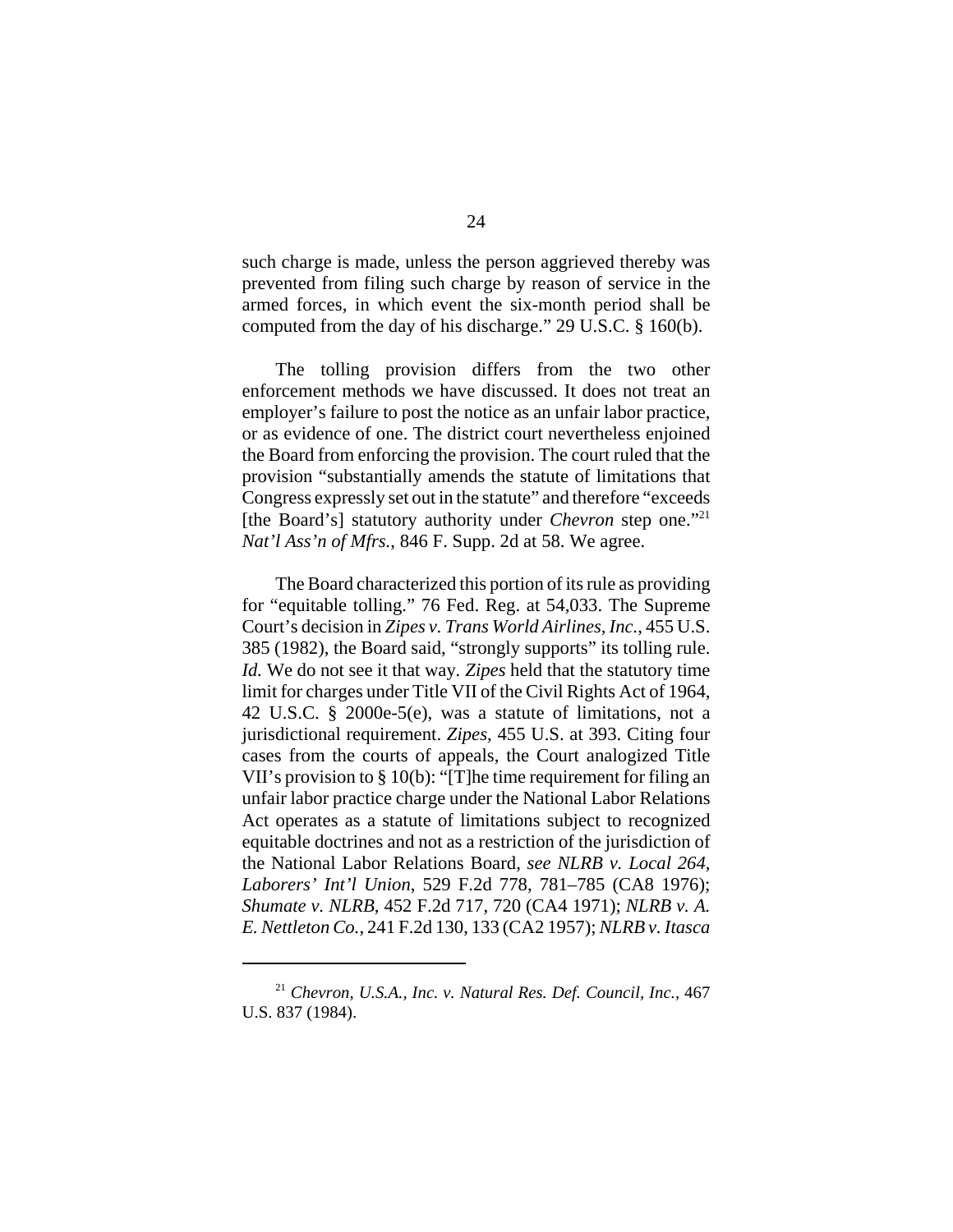such charge is made, unless the person aggrieved thereby was prevented from filing such charge by reason of service in the armed forces, in which event the six-month period shall be computed from the day of his discharge." 29 U.S.C. § 160(b).

The tolling provision differs from the two other enforcement methods we have discussed. It does not treat an employer's failure to post the notice as an unfair labor practice, or as evidence of one. The district court nevertheless enjoined the Board from enforcing the provision. The court ruled that the provision "substantially amends the statute of limitations that Congress expressly set out in the statute" and therefore "exceeds [the Board's] statutory authority under *Chevron* step one."[21] *Nat'l Ass'n of Mfrs.*, 846 F. Supp. 2d at 58. We agree.

The Board characterized this portion of its rule as providing for "equitable tolling." 76 Fed. Reg. at 54,033. The Supreme Court's decision in *Zipes v. Trans World Airlines, Inc.*, 455 U.S. 385 (1982), the Board said, "strongly supports" its tolling rule. *Id.* We do not see it that way. *Zipes* held that the statutory time limit for charges under Title VII of the Civil Rights Act of 1964, 42 U.S.C. § 2000e-5(e), was a statute of limitations, not a jurisdictional requirement. *Zipes*, 455 U.S. at 393. Citing four cases from the courts of appeals, the Court analogized Title VII's provision to § 10(b): "[T]he time requirement for filing an unfair labor practice charge under the National Labor Relations Act operates as a statute of limitations subject to recognized equitable doctrines and not as a restriction of the jurisdiction of the National Labor Relations Board, *see NLRB v. Local 264, Laborers' Int'l Union*, 529 F.2d 778, 781–785 (CA8 1976); *Shumate v. NLRB*, 452 F.2d 717, 720 (CA4 1971); *NLRB v. A. E. Nettleton Co.*, 241 F.2d 130, 133 (CA2 1957); *NLRB v. Itasca*

[21] *Chevron, U.S.A., Inc. v. Natural Res. Def. Council, Inc.*, 467 U.S. 837 (1984).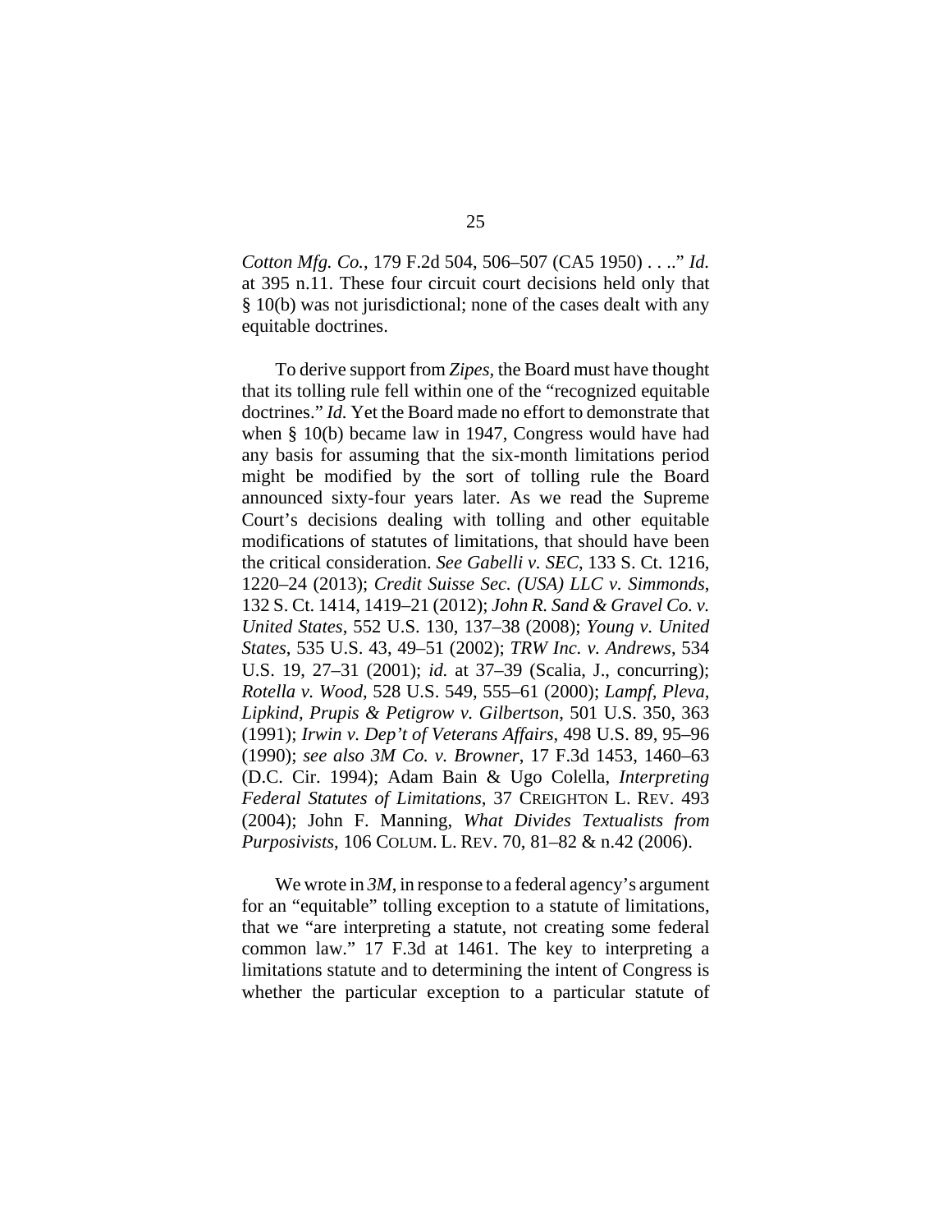*Cotton Mfg. Co.*, 179 F.2d 504, 506–507 (CA5 1950) . . .." *Id.* at 395 n.11. These four circuit court decisions held only that § 10(b) was not jurisdictional; none of the cases dealt with any equitable doctrines.

To derive support from *Zipes*, the Board must have thought that its tolling rule fell within one of the "recognized equitable doctrines." *Id.* Yet the Board made no effort to demonstrate that when § 10(b) became law in 1947, Congress would have had any basis for assuming that the six-month limitations period might be modified by the sort of tolling rule the Board announced sixty-four years later. As we read the Supreme Court's decisions dealing with tolling and other equitable modifications of statutes of limitations, that should have been the critical consideration. *See Gabelli v. SEC*, 133 S. Ct. 1216, 1220–24 (2013); *Credit Suisse Sec. (USA) LLC v. Simmonds*, 132 S. Ct. 1414, 1419–21 (2012); *John R. Sand & Gravel Co. v. United States*, 552 U.S. 130, 137–38 (2008); *Young v. United States*, 535 U.S. 43, 49–51 (2002); *TRW Inc. v. Andrews*, 534 U.S. 19, 27–31 (2001); *id.* at 37–39 (Scalia, J., concurring); *Rotella v. Wood*, 528 U.S. 549, 555–61 (2000); *Lampf, Pleva, Lipkind, Prupis & Petigrow v. Gilbertson*, 501 U.S. 350, 363 (1991); *Irwin v. Dep't of Veterans Affairs*, 498 U.S. 89, 95–96 (1990); *see also 3M Co. v. Browner*, 17 F.3d 1453, 1460–63 (D.C. Cir. 1994); Adam Bain & Ugo Colella, *Interpreting Federal Statutes of Limitations*, 37 CREIGHTON L. REV. 493 (2004); John F. Manning, *What Divides Textualists from Purposivists*, 106 COLUM. L. REV. 70, 81–82 & n.42 (2006).

We wrote in *3M*, in response to a federal agency's argument for an "equitable" tolling exception to a statute of limitations, that we "are interpreting a statute, not creating some federal common law." 17 F.3d at 1461. The key to interpreting a limitations statute and to determining the intent of Congress is whether the particular exception to a particular statute of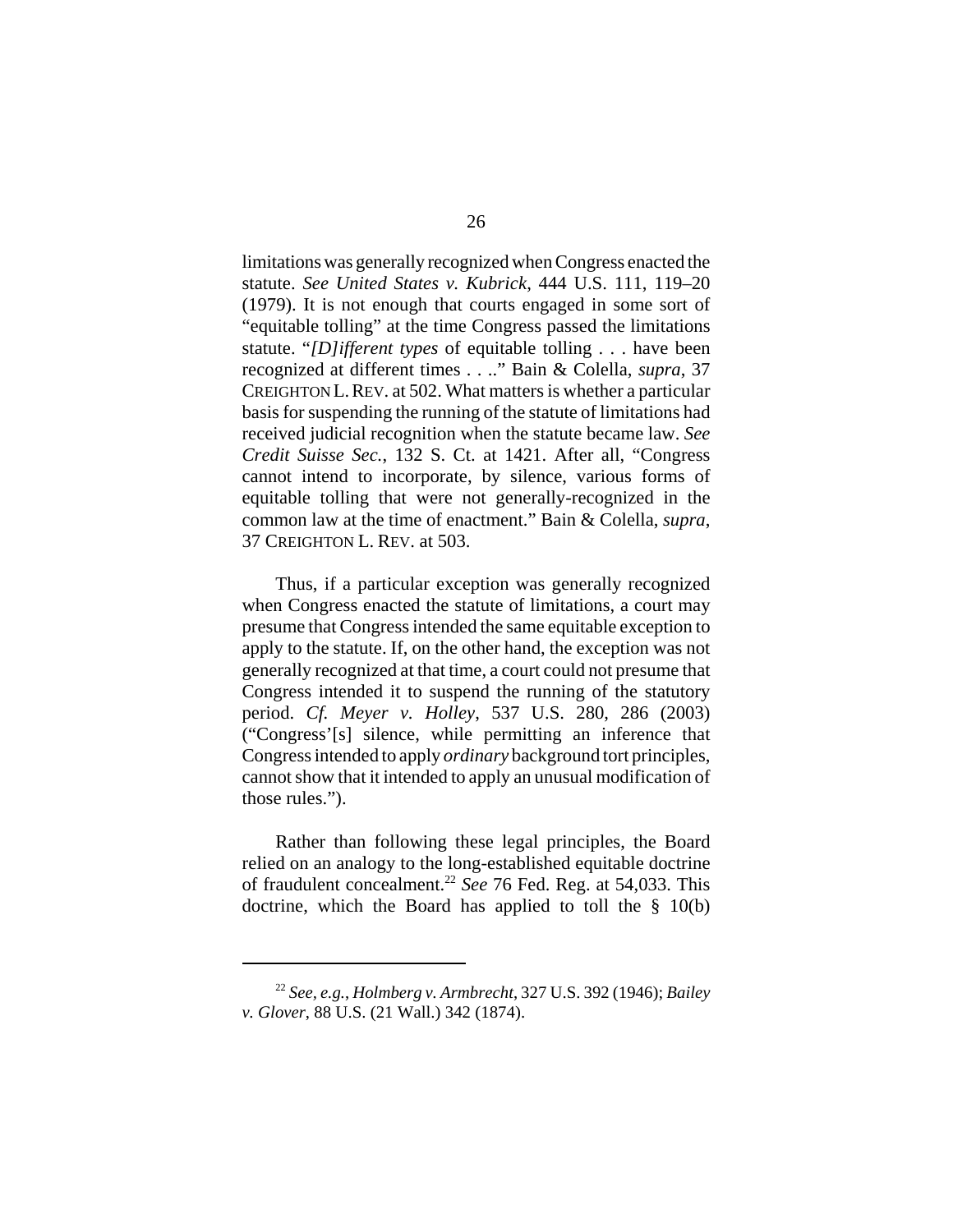limitations was generally recognized when Congress enacted the statute. *See United States v. Kubrick*, 444 U.S. 111, 119–20 (1979). It is not enough that courts engaged in some sort of "equitable tolling" at the time Congress passed the limitations statute. "*[D]ifferent types* of equitable tolling . . . have been recognized at different times . . .." Bain & Colella, *supra*, 37 CREIGHTON L. REV. at 502. What matters is whether a particular basis for suspending the running of the statute of limitations had received judicial recognition when the statute became law. *See Credit Suisse Sec.*, 132 S. Ct. at 1421. After all, "Congress cannot intend to incorporate, by silence, various forms of equitable tolling that were not generally-recognized in the common law at the time of enactment." Bain & Colella, *supra*, 37 CREIGHTON L. REV. at 503.

Thus, if a particular exception was generally recognized when Congress enacted the statute of limitations, a court may presume that Congress intended the same equitable exception to apply to the statute. If, on the other hand, the exception was not generally recognized at that time, a court could not presume that Congress intended it to suspend the running of the statutory period. *Cf. Meyer v. Holley*, 537 U.S. 280, 286 (2003) ("Congress'[s] silence, while permitting an inference that Congress intended to apply *ordinary* background tort principles, cannot show that it intended to apply an unusual modification of those rules.").

Rather than following these legal principles, the Board relied on an analogy to the long-established equitable doctrine of fraudulent concealment.[22] *See* 76 Fed. Reg. at 54,033. This doctrine, which the Board has applied to toll the § 10(b)

---

[22] *See, e.g.*, *Holmberg v. Armbrecht*, 327 U.S. 392 (1946); *Bailey v. Glover*, 88 U.S. (21 Wall.) 342 (1874).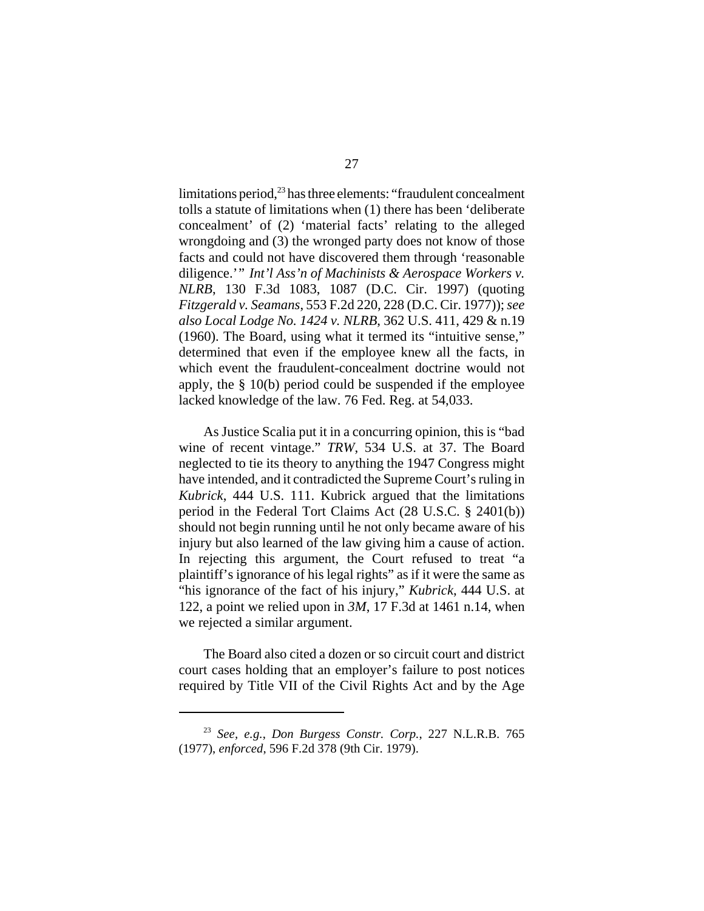limitations period,[23] has three elements: "fraudulent concealment tolls a statute of limitations when (1) there has been 'deliberate concealment' of (2) 'material facts' relating to the alleged wrongdoing and (3) the wronged party does not know of those facts and could not have discovered them through 'reasonable diligence.'" *Int'l Ass'n of Machinists & Aerospace Workers v. NLRB*, 130 F.3d 1083, 1087 (D.C. Cir. 1997) (quoting *Fitzgerald v. Seamans*, 553 F.2d 220, 228 (D.C. Cir. 1977)); *see also Local Lodge No. 1424 v. NLRB*, 362 U.S. 411, 429 & n.19 (1960). The Board, using what it termed its "intuitive sense," determined that even if the employee knew all the facts, in which event the fraudulent-concealment doctrine would not apply, the § 10(b) period could be suspended if the employee lacked knowledge of the law. 76 Fed. Reg. at 54,033.

As Justice Scalia put it in a concurring opinion, this is "bad wine of recent vintage." *TRW*, 534 U.S. at 37. The Board neglected to tie its theory to anything the 1947 Congress might have intended, and it contradicted the Supreme Court's ruling in *Kubrick*, 444 U.S. 111. Kubrick argued that the limitations period in the Federal Tort Claims Act (28 U.S.C. § 2401(b)) should not begin running until he not only became aware of his injury but also learned of the law giving him a cause of action. In rejecting this argument, the Court refused to treat "a plaintiff's ignorance of his legal rights" as if it were the same as "his ignorance of the fact of his injury," *Kubrick*, 444 U.S. at 122, a point we relied upon in *3M*, 17 F.3d at 1461 n.14, when we rejected a similar argument.

The Board also cited a dozen or so circuit court and district court cases holding that an employer's failure to post notices required by Title VII of the Civil Rights Act and by the Age

---

[23] *See, e.g.*, *Don Burgess Constr. Corp.*, 227 N.L.R.B. 765 (1977), *enforced*, 596 F.2d 378 (9th Cir. 1979).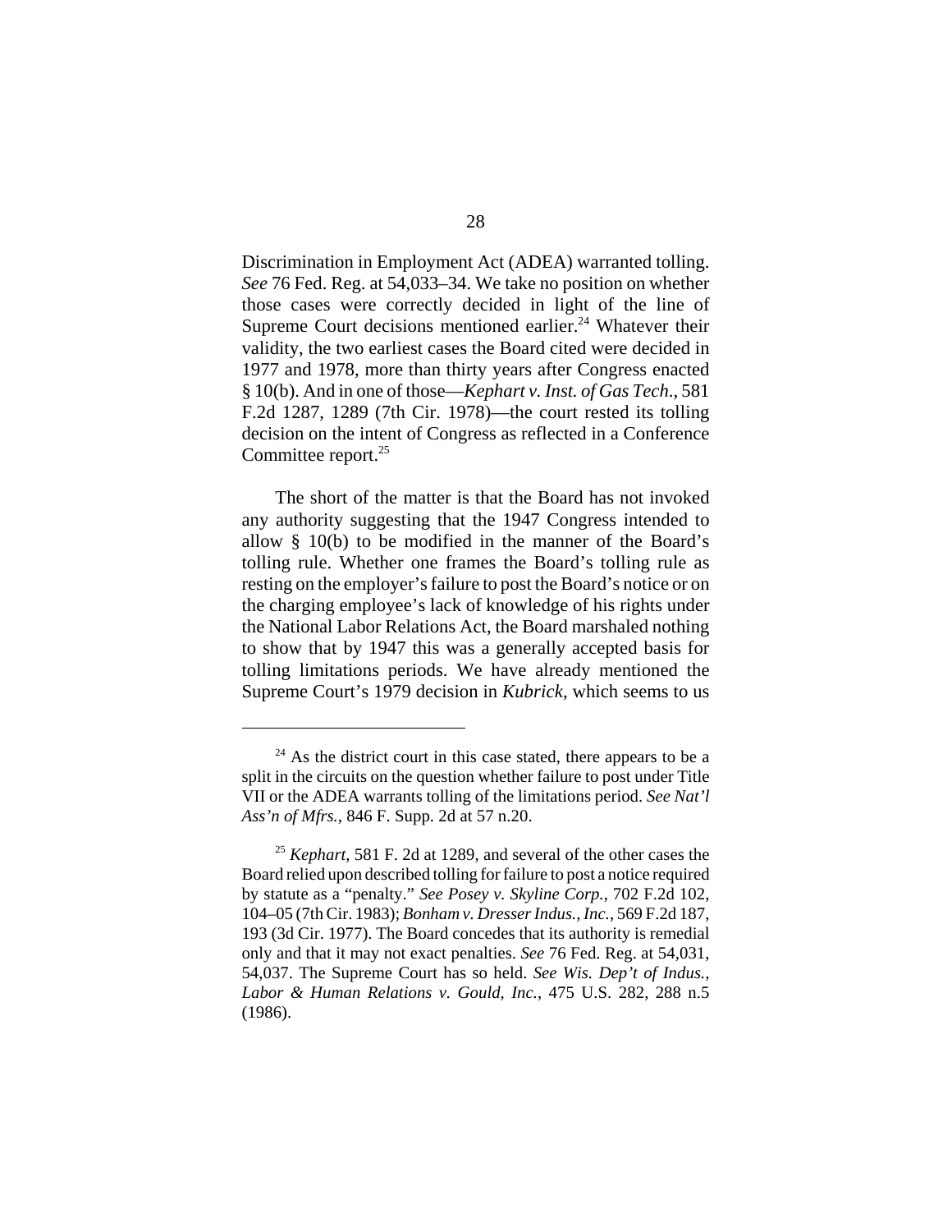Discrimination in Employment Act (ADEA) warranted tolling. *See* 76 Fed. Reg. at 54,033–34. We take no position on whether those cases were correctly decided in light of the line of Supreme Court decisions mentioned earlier.[24] Whatever their validity, the two earliest cases the Board cited were decided in 1977 and 1978, more than thirty years after Congress enacted § 10(b). And in one of those—*Kephart v. Inst. of Gas Tech.*, 581 F.2d 1287, 1289 (7th Cir. 1978)—the court rested its tolling decision on the intent of Congress as reflected in a Conference Committee report.[25]

The short of the matter is that the Board has not invoked any authority suggesting that the 1947 Congress intended to allow § 10(b) to be modified in the manner of the Board's tolling rule. Whether one frames the Board's tolling rule as resting on the employer's failure to post the Board's notice or on the charging employee's lack of knowledge of his rights under the National Labor Relations Act, the Board marshaled nothing to show that by 1947 this was a generally accepted basis for tolling limitations periods. We have already mentioned the Supreme Court's 1979 decision in *Kubrick*, which seems to us

---

[24] As the district court in this case stated, there appears to be a split in the circuits on the question whether failure to post under Title VII or the ADEA warrants tolling of the limitations period. *See Nat'l Ass'n of Mfrs.*, 846 F. Supp. 2d at 57 n.20.

[25] *Kephart*, 581 F. 2d at 1289, and several of the other cases the Board relied upon described tolling for failure to post a notice required by statute as a "penalty." *See Posey v. Skyline Corp.*, 702 F.2d 102, 104–05 (7th Cir. 1983); *Bonham v. Dresser Indus., Inc.*, 569 F.2d 187, 193 (3d Cir. 1977). The Board concedes that its authority is remedial only and that it may not exact penalties. *See* 76 Fed. Reg. at 54,031, 54,037. The Supreme Court has so held. *See Wis. Dep't of Indus., Labor & Human Relations v. Gould, Inc.*, 475 U.S. 282, 288 n.5 (1986).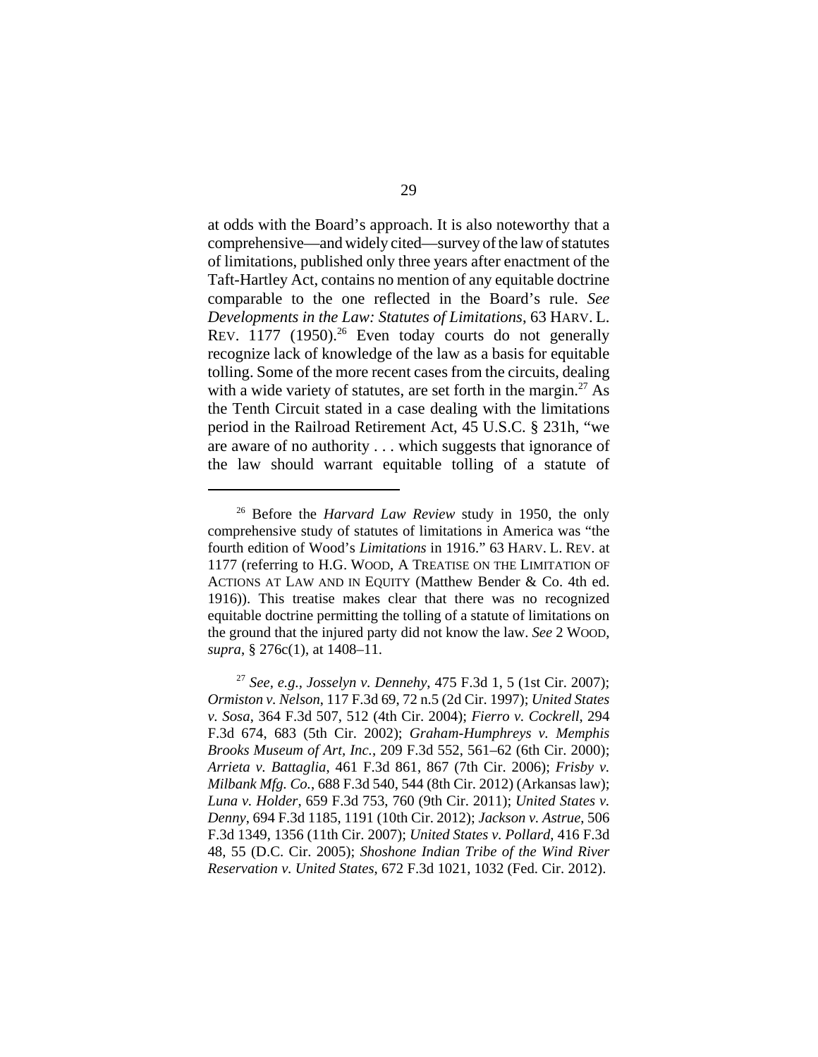at odds with the Board's approach. It is also noteworthy that a comprehensive—and widely cited—survey of the law of statutes of limitations, published only three years after enactment of the Taft-Hartley Act, contains no mention of any equitable doctrine comparable to the one reflected in the Board's rule. *See Developments in the Law: Statutes of Limitations*, 63 HARV. L. REV. 1177 (1950).[26] Even today courts do not generally recognize lack of knowledge of the law as a basis for equitable tolling. Some of the more recent cases from the circuits, dealing with a wide variety of statutes, are set forth in the margin.[27] As the Tenth Circuit stated in a case dealing with the limitations period in the Railroad Retirement Act, 45 U.S.C. § 231h, "we are aware of no authority . . . which suggests that ignorance of the law should warrant equitable tolling of a statute of

---

[26] Before the *Harvard Law Review* study in 1950, the only comprehensive study of statutes of limitations in America was "the fourth edition of Wood's *Limitations* in 1916." 63 HARV. L. REV. at 1177 (referring to H.G. WOOD, A TREATISE ON THE LIMITATION OF ACTIONS AT LAW AND IN EQUITY (Matthew Bender & Co. 4th ed. 1916)). This treatise makes clear that there was no recognized equitable doctrine permitting the tolling of a statute of limitations on the ground that the injured party did not know the law. *See* 2 WOOD, *supra*, § 276c(1), at 1408–11.

[27] *See, e.g.*, *Josselyn v. Dennehy*, 475 F.3d 1, 5 (1st Cir. 2007); *Ormiston v. Nelson*, 117 F.3d 69, 72 n.5 (2d Cir. 1997); *United States v. Sosa*, 364 F.3d 507, 512 (4th Cir. 2004); *Fierro v. Cockrell*, 294 F.3d 674, 683 (5th Cir. 2002); *Graham-Humphreys v. Memphis Brooks Museum of Art, Inc.*, 209 F.3d 552, 561–62 (6th Cir. 2000); *Arrieta v. Battaglia*, 461 F.3d 861, 867 (7th Cir. 2006); *Frisby v. Milbank Mfg. Co.*, 688 F.3d 540, 544 (8th Cir. 2012) (Arkansas law); *Luna v. Holder*, 659 F.3d 753, 760 (9th Cir. 2011); *United States v. Denny*, 694 F.3d 1185, 1191 (10th Cir. 2012); *Jackson v. Astrue*, 506 F.3d 1349, 1356 (11th Cir. 2007); *United States v. Pollard*, 416 F.3d 48, 55 (D.C. Cir. 2005); *Shoshone Indian Tribe of the Wind River Reservation v. United States*, 672 F.3d 1021, 1032 (Fed. Cir. 2012).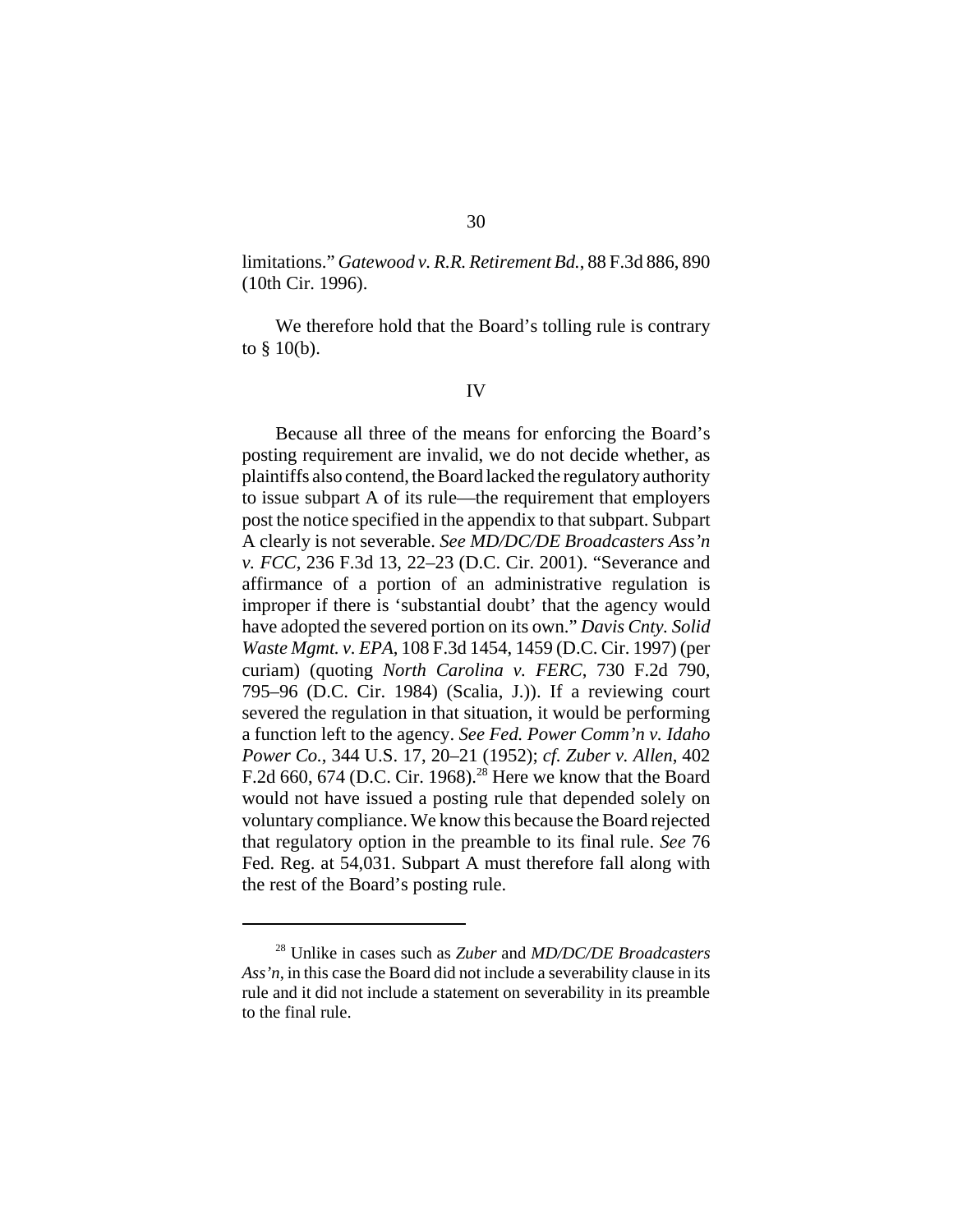limitations." *Gatewood v. R.R. Retirement Bd.*, 88 F.3d 886, 890 (10th Cir. 1996).

We therefore hold that the Board's tolling rule is contrary to § 10(b).

## IV

Because all three of the means for enforcing the Board's posting requirement are invalid, we do not decide whether, as plaintiffs also contend, the Board lacked the regulatory authority to issue subpart A of its rule—the requirement that employers post the notice specified in the appendix to that subpart. Subpart A clearly is not severable. *See MD/DC/DE Broadcasters Ass'n v. FCC*, 236 F.3d 13, 22–23 (D.C. Cir. 2001). "Severance and affirmance of a portion of an administrative regulation is improper if there is 'substantial doubt' that the agency would have adopted the severed portion on its own." *Davis Cnty. Solid Waste Mgmt. v. EPA*, 108 F.3d 1454, 1459 (D.C. Cir. 1997) (per curiam) (quoting *North Carolina v. FERC*, 730 F.2d 790, 795–96 (D.C. Cir. 1984) (Scalia, J.)). If a reviewing court severed the regulation in that situation, it would be performing a function left to the agency. *See Fed. Power Comm'n v. Idaho Power Co.*, 344 U.S. 17, 20–21 (1952); *cf. Zuber v. Allen*, 402 F.2d 660, 674 (D.C. Cir. 1968).[28] Here we know that the Board would not have issued a posting rule that depended solely on voluntary compliance. We know this because the Board rejected that regulatory option in the preamble to its final rule. *See* 76 Fed. Reg. at 54,031. Subpart A must therefore fall along with the rest of the Board's posting rule.

---

[28] Unlike in cases such as *Zuber* and *MD/DC/DE Broadcasters Ass'n*, in this case the Board did not include a severability clause in its rule and it did not include a statement on severability in its preamble to the final rule.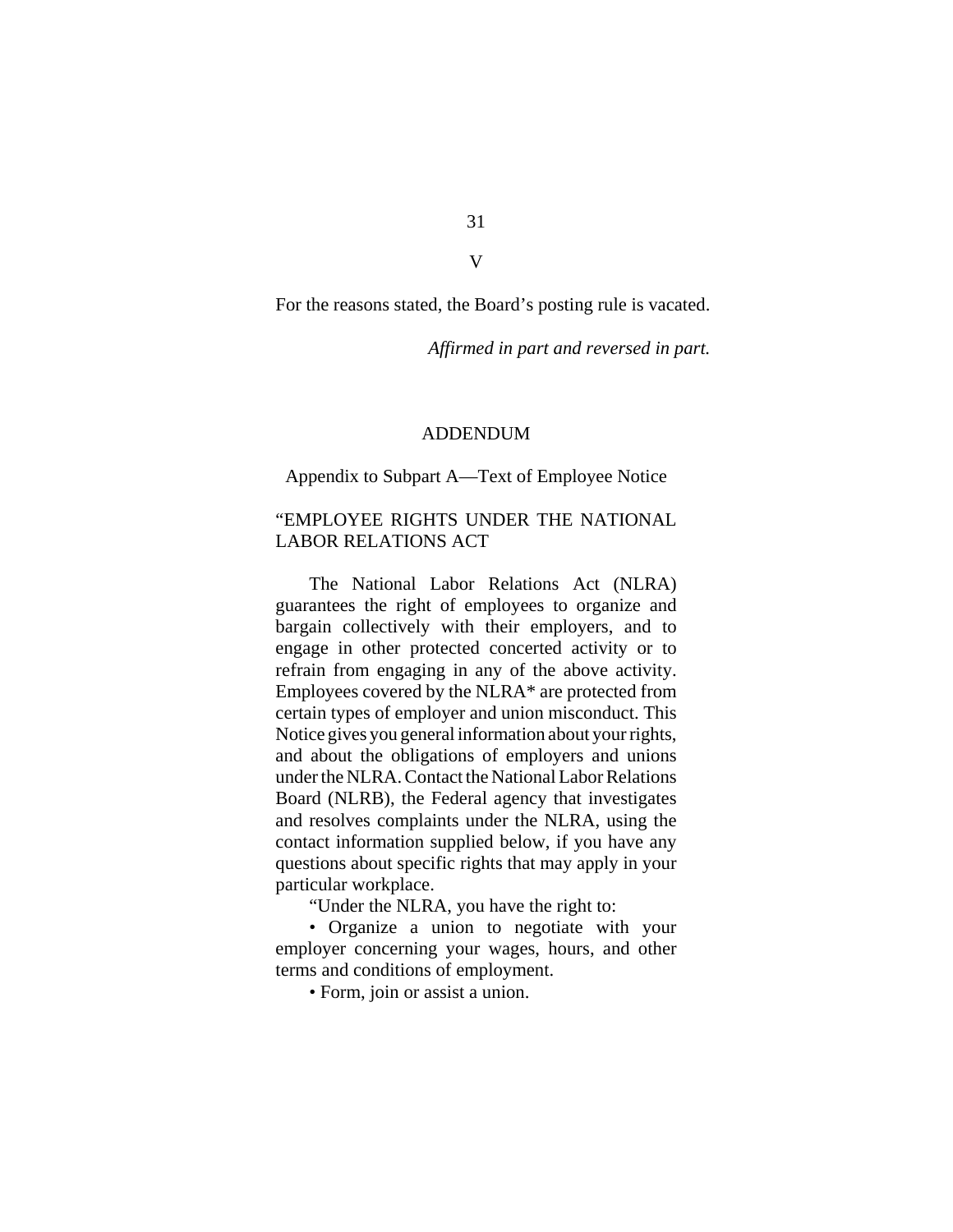## V

For the reasons stated, the Board's posting rule is vacated.

*Affirmed in part and reversed in part.*

## ADDENDUM

Appendix to Subpart A—Text of Employee Notice

"EMPLOYEE RIGHTS UNDER THE NATIONAL LABOR RELATIONS ACT

The National Labor Relations Act (NLRA) guarantees the right of employees to organize and bargain collectively with their employers, and to engage in other protected concerted activity or to refrain from engaging in any of the above activity. Employees covered by the NLRA* are protected from certain types of employer and union misconduct. This Notice gives you general information about your rights, and about the obligations of employers and unions under the NLRA. Contact the National Labor Relations Board (NLRB), the Federal agency that investigates and resolves complaints under the NLRA, using the contact information supplied below, if you have any questions about specific rights that may apply in your particular workplace.

"Under the NLRA, you have the right to:

• Organize a union to negotiate with your employer concerning your wages, hours, and other terms and conditions of employment.

• Form, join or assist a union.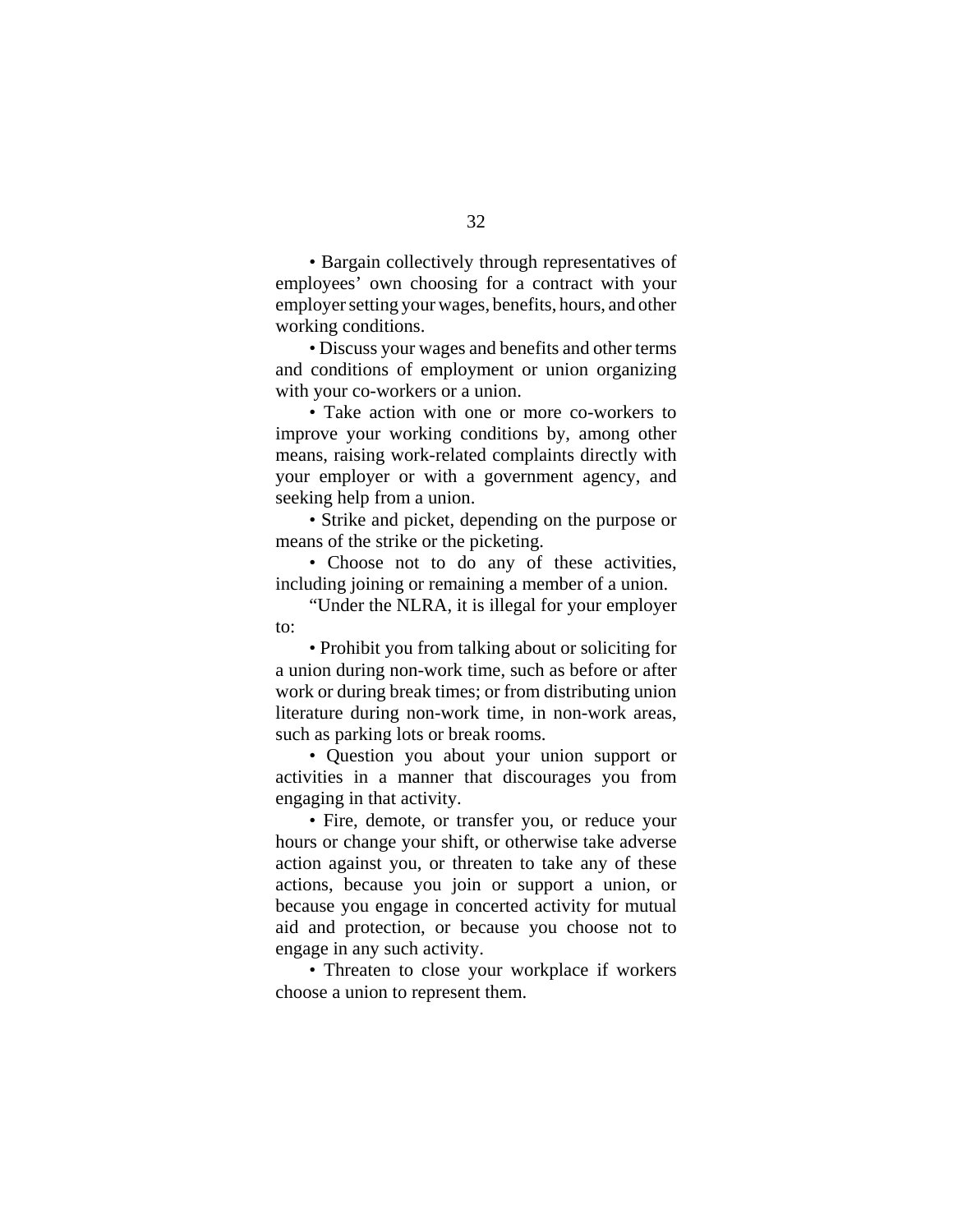• Bargain collectively through representatives of employees' own choosing for a contract with your employer setting your wages, benefits, hours, and other working conditions.

• Discuss your wages and benefits and other terms and conditions of employment or union organizing with your co-workers or a union.

• Take action with one or more co-workers to improve your working conditions by, among other means, raising work-related complaints directly with your employer or with a government agency, and seeking help from a union.

• Strike and picket, depending on the purpose or means of the strike or the picketing.

• Choose not to do any of these activities, including joining or remaining a member of a union.

"Under the NLRA, it is illegal for your employer to:

• Prohibit you from talking about or soliciting for a union during non-work time, such as before or after work or during break times; or from distributing union literature during non-work time, in non-work areas, such as parking lots or break rooms.

• Question you about your union support or activities in a manner that discourages you from engaging in that activity.

• Fire, demote, or transfer you, or reduce your hours or change your shift, or otherwise take adverse action against you, or threaten to take any of these actions, because you join or support a union, or because you engage in concerted activity for mutual aid and protection, or because you choose not to engage in any such activity.

• Threaten to close your workplace if workers choose a union to represent them.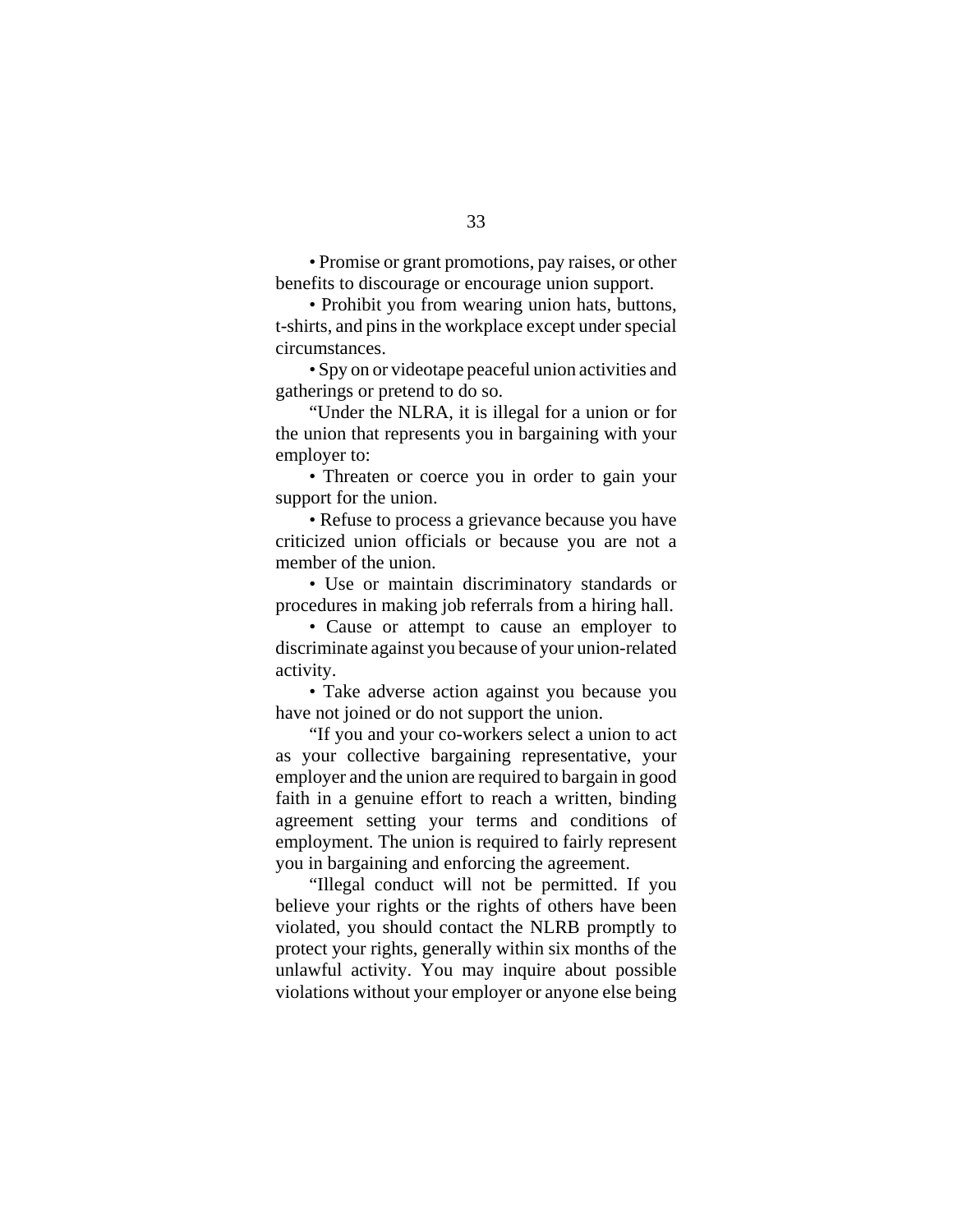• Promise or grant promotions, pay raises, or other benefits to discourage or encourage union support.

• Prohibit you from wearing union hats, buttons, t-shirts, and pins in the workplace except under special circumstances.

• Spy on or videotape peaceful union activities and gatherings or pretend to do so.

"Under the NLRA, it is illegal for a union or for the union that represents you in bargaining with your employer to:

• Threaten or coerce you in order to gain your support for the union.

• Refuse to process a grievance because you have criticized union officials or because you are not a member of the union.

• Use or maintain discriminatory standards or procedures in making job referrals from a hiring hall.

• Cause or attempt to cause an employer to discriminate against you because of your union-related activity.

• Take adverse action against you because you have not joined or do not support the union.

"If you and your co-workers select a union to act as your collective bargaining representative, your employer and the union are required to bargain in good faith in a genuine effort to reach a written, binding agreement setting your terms and conditions of employment. The union is required to fairly represent you in bargaining and enforcing the agreement.

"Illegal conduct will not be permitted. If you believe your rights or the rights of others have been violated, you should contact the NLRB promptly to protect your rights, generally within six months of the unlawful activity. You may inquire about possible violations without your employer or anyone else being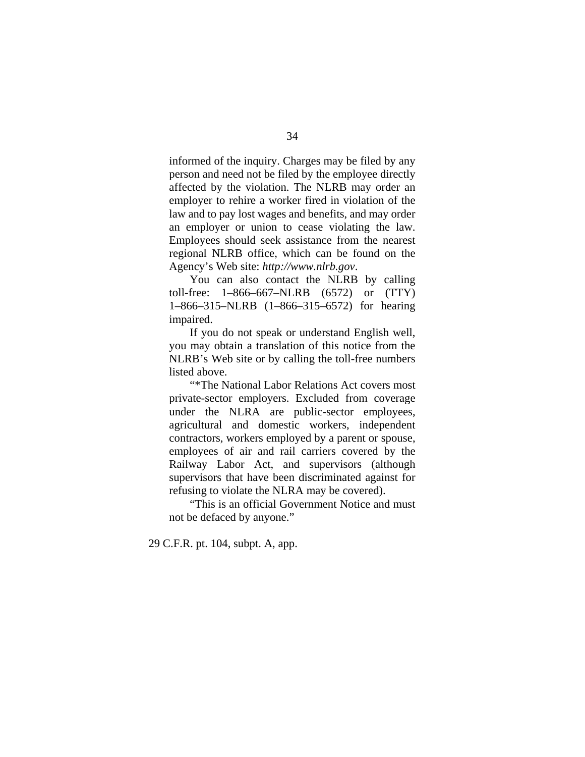informed of the inquiry. Charges may be filed by any person and need not be filed by the employee directly affected by the violation. The NLRB may order an employer to rehire a worker fired in violation of the law and to pay lost wages and benefits, and may order an employer or union to cease violating the law. Employees should seek assistance from the nearest regional NLRB office, which can be found on the Agency's Web site: *http://www.nlrb.gov*.

You can also contact the NLRB by calling toll-free: 1–866–667–NLRB (6572) or (TTY) 1–866–315–NLRB (1–866–315–6572) for hearing impaired.

If you do not speak or understand English well, you may obtain a translation of this notice from the NLRB's Web site or by calling the toll-free numbers listed above.

"*The National Labor Relations Act covers most private-sector employers. Excluded from coverage under the NLRA are public-sector employees, agricultural and domestic workers, independent contractors, workers employed by a parent or spouse, employees of air and rail carriers covered by the Railway Labor Act, and supervisors (although supervisors that have been discriminated against for refusing to violate the NLRA may be covered).

"This is an official Government Notice and must not be defaced by anyone."

29 C.F.R. pt. 104, subpt. A, app.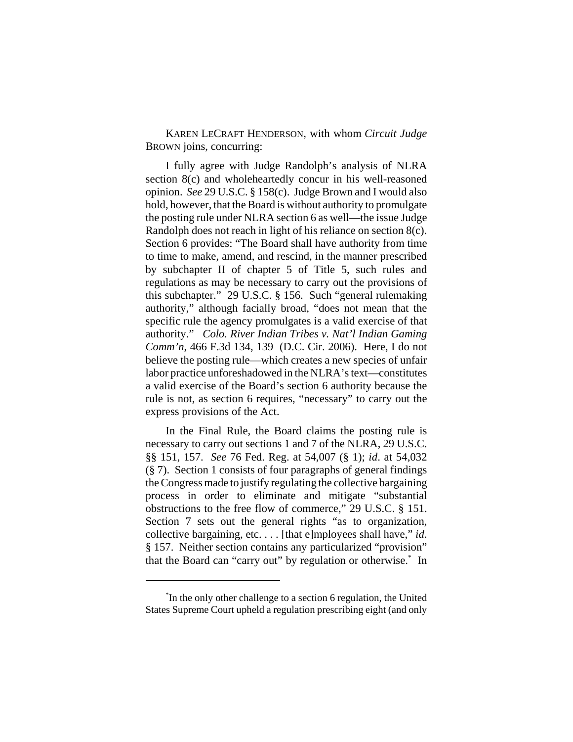KAREN LECRAFT HENDERSON, with whom *Circuit Judge* BROWN joins, concurring:

I fully agree with Judge Randolph's analysis of NLRA section 8(c) and wholeheartedly concur in his well-reasoned opinion. *See* 29 U.S.C. § 158(c). Judge Brown and I would also hold, however, that the Board is without authority to promulgate the posting rule under NLRA section 6 as well—the issue Judge Randolph does not reach in light of his reliance on section 8(c). Section 6 provides: "The Board shall have authority from time to time to make, amend, and rescind, in the manner prescribed by subchapter II of chapter 5 of Title 5, such rules and regulations as may be necessary to carry out the provisions of this subchapter." 29 U.S.C. § 156. Such "general rulemaking authority," although facially broad, "does not mean that the specific rule the agency promulgates is a valid exercise of that authority." *Colo. River Indian Tribes v. Nat'l Indian Gaming Comm'n*, 466 F.3d 134, 139 (D.C. Cir. 2006). Here, I do not believe the posting rule—which creates a new species of unfair labor practice unforeshadowed in the NLRA's text—constitutes a valid exercise of the Board's section 6 authority because the rule is not, as section 6 requires, "necessary" to carry out the express provisions of the Act.

In the Final Rule, the Board claims the posting rule is necessary to carry out sections 1 and 7 of the NLRA, 29 U.S.C. §§ 151, 157. *See* 76 Fed. Reg. at 54,007 (§ 1); *id*. at 54,032 (§ 7). Section 1 consists of four paragraphs of general findings the Congress made to justify regulating the collective bargaining process in order to eliminate and mitigate "substantial obstructions to the free flow of commerce," 29 U.S.C. § 151. Section 7 sets out the general rights "as to organization, collective bargaining, etc. . . . [that e]mployees shall have," *id*. § 157. Neither section contains any particularized "provision" that the Board can "carry out" by regulation or otherwise.* In

*In the only other challenge to a section 6 regulation, the United States Supreme Court upheld a regulation prescribing eight (and only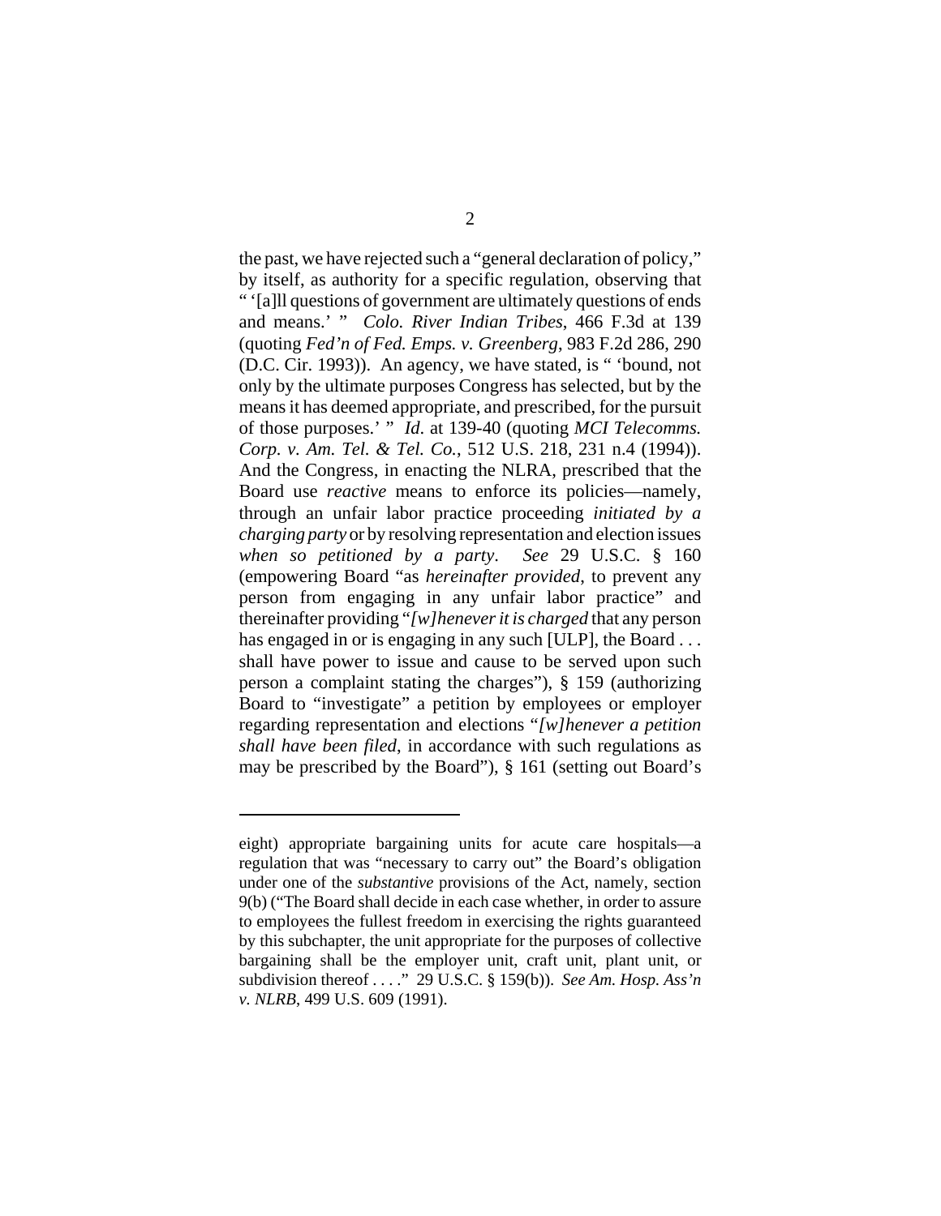the past, we have rejected such a "general declaration of policy," by itself, as authority for a specific regulation, observing that " '[a]ll questions of government are ultimately questions of ends and means.' " *Colo. River Indian Tribes*, 466 F.3d at 139 (quoting *Fed'n of Fed. Emps. v. Greenberg*, 983 F.2d 286, 290 (D.C. Cir. 1993)). An agency, we have stated, is " 'bound, not only by the ultimate purposes Congress has selected, but by the means it has deemed appropriate, and prescribed, for the pursuit of those purposes.' " *Id.* at 139-40 (quoting *MCI Telecomms. Corp. v. Am. Tel. & Tel. Co.*, 512 U.S. 218, 231 n.4 (1994)). And the Congress, in enacting the NLRA, prescribed that the Board use *reactive* means to enforce its policies—namely, through an unfair labor practice proceeding *initiated by a charging party* or by resolving representation and election issues *when so petitioned by a party*. *See* 29 U.S.C. § 160 (empowering Board "as *hereinafter provided*, to prevent any person from engaging in any unfair labor practice" and thereinafter providing "*[w]henever it is charged* that any person has engaged in or is engaging in any such [ULP], the Board . . . shall have power to issue and cause to be served upon such person a complaint stating the charges"), § 159 (authorizing Board to "investigate" a petition by employees or employer regarding representation and elections "*[w]henever a petition shall have been filed*, in accordance with such regulations as may be prescribed by the Board"), § 161 (setting out Board's

---

eight) appropriate bargaining units for acute care hospitals—a regulation that was "necessary to carry out" the Board's obligation under one of the *substantive* provisions of the Act, namely, section 9(b) ("The Board shall decide in each case whether, in order to assure to employees the fullest freedom in exercising the rights guaranteed by this subchapter, the unit appropriate for the purposes of collective bargaining shall be the employer unit, craft unit, plant unit, or subdivision thereof . . . ." 29 U.S.C. § 159(b)). *See Am. Hosp. Ass'n v. NLRB*, 499 U.S. 609 (1991).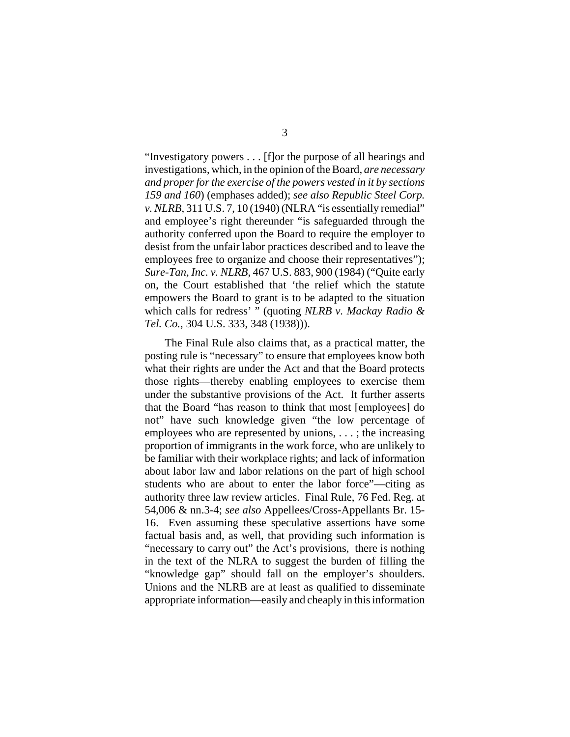"Investigatory powers . . . [f]or the purpose of all hearings and investigations, which, in the opinion of the Board, *are necessary and proper for the exercise of the powers vested in it by sections 159 and 160*) (emphases added); *see also Republic Steel Corp. v. NLRB*, 311 U.S. 7, 10 (1940) (NLRA "is essentially remedial" and employee's right thereunder "is safeguarded through the authority conferred upon the Board to require the employer to desist from the unfair labor practices described and to leave the employees free to organize and choose their representatives"); *Sure-Tan, Inc. v. NLRB*, 467 U.S. 883, 900 (1984) ("Quite early on, the Court established that 'the relief which the statute empowers the Board to grant is to be adapted to the situation which calls for redress' " (quoting *NLRB v. Mackay Radio & Tel. Co.*, 304 U.S. 333, 348 (1938))).

The Final Rule also claims that, as a practical matter, the posting rule is "necessary" to ensure that employees know both what their rights are under the Act and that the Board protects those rights—thereby enabling employees to exercise them under the substantive provisions of the Act. It further asserts that the Board "has reason to think that most [employees] do not" have such knowledge given "the low percentage of employees who are represented by unions, . . . ; the increasing proportion of immigrants in the work force, who are unlikely to be familiar with their workplace rights; and lack of information about labor law and labor relations on the part of high school students who are about to enter the labor force"—citing as authority three law review articles. Final Rule, 76 Fed. Reg. at 54,006 & nn.3-4; *see also* Appellees/Cross-Appellants Br. 15-16. Even assuming these speculative assertions have some factual basis and, as well, that providing such information is "necessary to carry out" the Act's provisions, there is nothing in the text of the NLRA to suggest the burden of filling the "knowledge gap" should fall on the employer's shoulders. Unions and the NLRB are at least as qualified to disseminate appropriate information—easily and cheaply in this information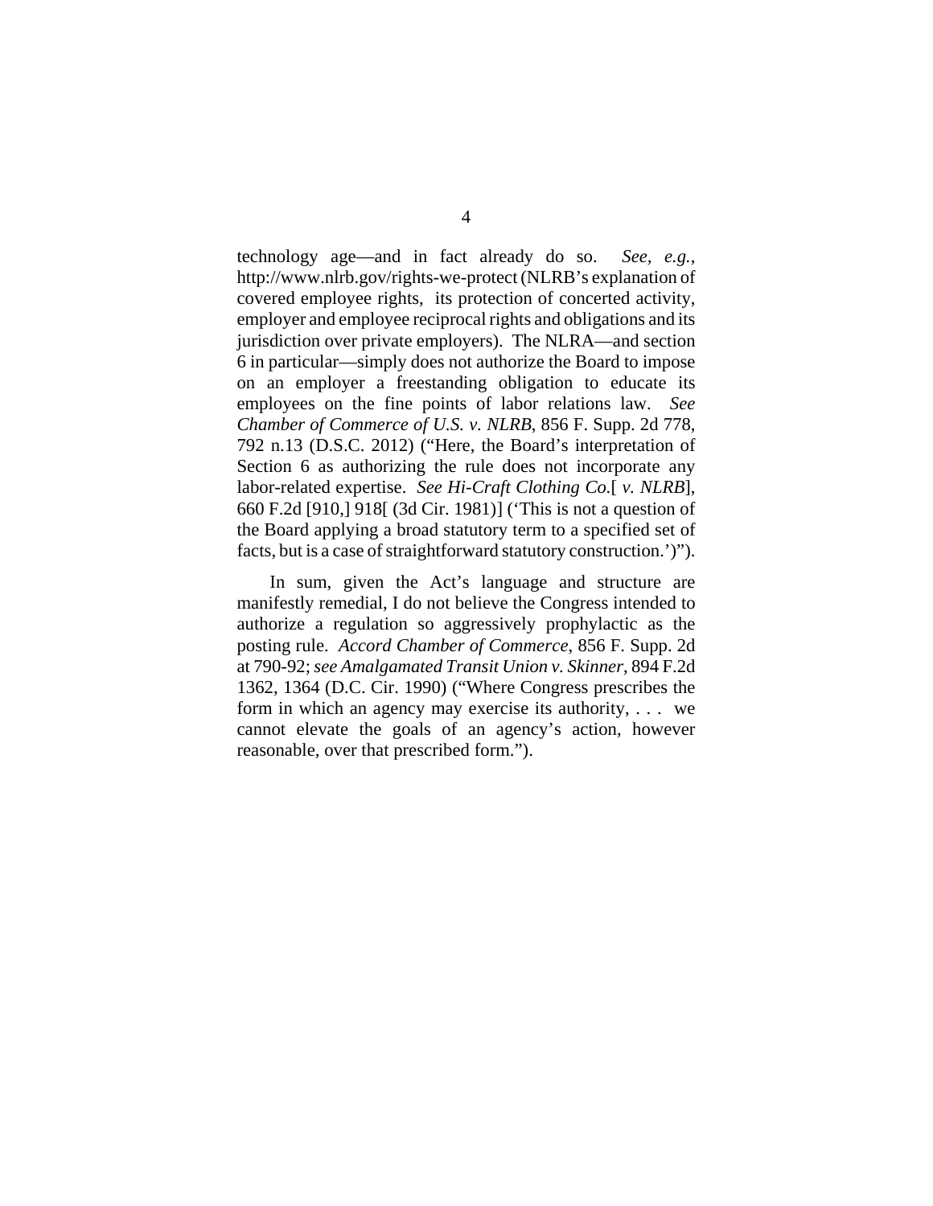technology age—and in fact already do so. *See, e.g.*, http://www.nlrb.gov/rights-we-protect (NLRB's explanation of covered employee rights, its protection of concerted activity, employer and employee reciprocal rights and obligations and its jurisdiction over private employers). The NLRA—and section 6 in particular—simply does not authorize the Board to impose on an employer a freestanding obligation to educate its employees on the fine points of labor relations law. *See Chamber of Commerce of U.S. v. NLRB*, 856 F. Supp. 2d 778, 792 n.13 (D.S.C. 2012) ("Here, the Board's interpretation of Section 6 as authorizing the rule does not incorporate any labor-related expertise. *See Hi-Craft Clothing Co.*[ *v. NLRB*], 660 F.2d [910,] 918[ (3d Cir. 1981)] ('This is not a question of the Board applying a broad statutory term to a specified set of facts, but is a case of straightforward statutory construction.')").

In sum, given the Act's language and structure are manifestly remedial, I do not believe the Congress intended to authorize a regulation so aggressively prophylactic as the posting rule. *Accord Chamber of Commerce*, 856 F. Supp. 2d at 790-92; *see Amalgamated Transit Union v. Skinner*, 894 F.2d 1362, 1364 (D.C. Cir. 1990) ("Where Congress prescribes the form in which an agency may exercise its authority, . . . we cannot elevate the goals of an agency's action, however reasonable, over that prescribed form.").